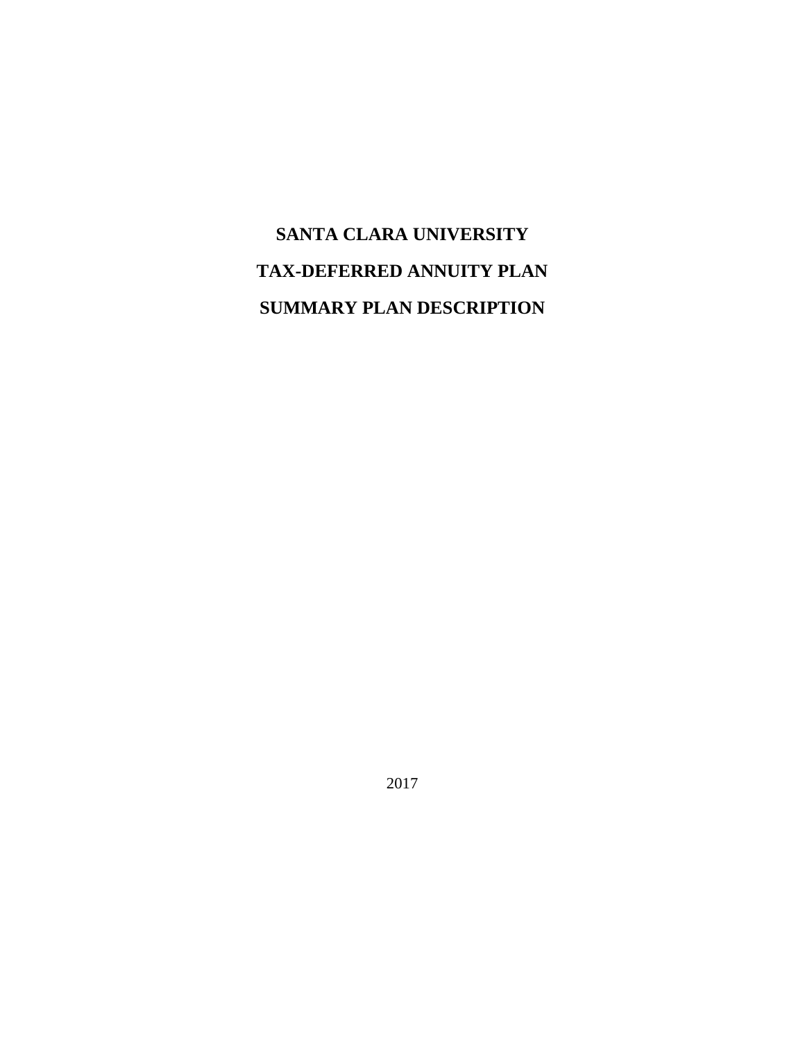# SANTA CLARA UNIVERSITY

# TAX-DEFERRED ANNUITY PLAN

# SUMMARY PLAN DESCRIPTION

2017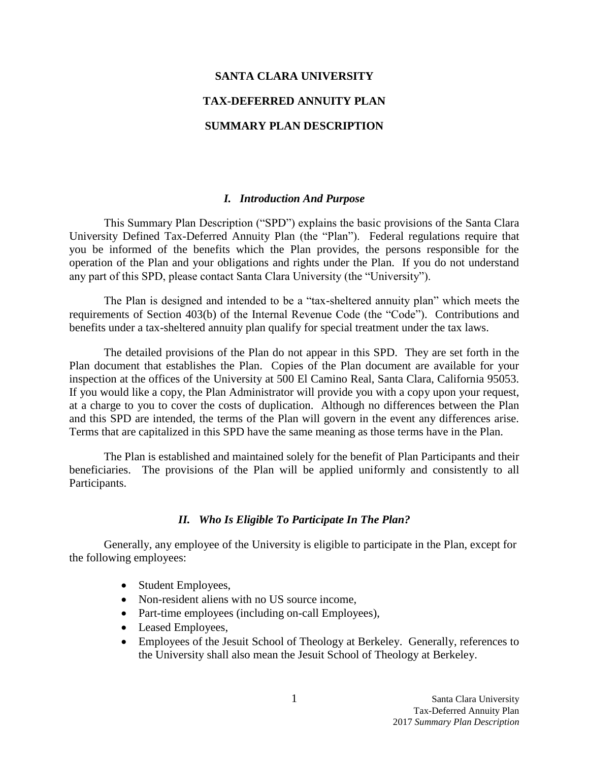# SANTA CLARA UNIVERSITY

# TAX-DEFERRED ANNUITY PLAN

# SUMMARY PLAN DESCRIPTION

## *I. Introduction And Purpose*

This Summary Plan Description ("SPD") explains the basic provisions of the Santa Clara University Defined Tax-Deferred Annuity Plan (the "Plan"). Federal regulations require that you be informed of the benefits which the Plan provides, the persons responsible for the operation of the Plan and your obligations and rights under the Plan. If you do not understand any part of this SPD, please contact Santa Clara University (the "University").

The Plan is designed and intended to be a "tax-sheltered annuity plan" which meets the requirements of Section 403(b) of the Internal Revenue Code (the "Code"). Contributions and benefits under a tax-sheltered annuity plan qualify for special treatment under the tax laws.

The detailed provisions of the Plan do not appear in this SPD. They are set forth in the Plan document that establishes the Plan. Copies of the Plan document are available for your inspection at the offices of the University at 500 El Camino Real, Santa Clara, California 95053. If you would like a copy, the Plan Administrator will provide you with a copy upon your request, at a charge to you to cover the costs of duplication. Although no differences between the Plan and this SPD are intended, the terms of the Plan will govern in the event any differences arise. Terms that are capitalized in this SPD have the same meaning as those terms have in the Plan.

The Plan is established and maintained solely for the benefit of Plan Participants and their beneficiaries. The provisions of the Plan will be applied uniformly and consistently to all Participants.

## *II. Who Is Eligible To Participate In The Plan?*

Generally, any employee of the University is eligible to participate in the Plan, except for the following employees:

- Student Employees,
- Non-resident aliens with no US source income,
- Part-time employees (including on-call Employees),
- Leased Employees,
- Employees of the Jesuit School of Theology at Berkeley. Generally, references to the University shall also mean the Jesuit School of Theology at Berkeley.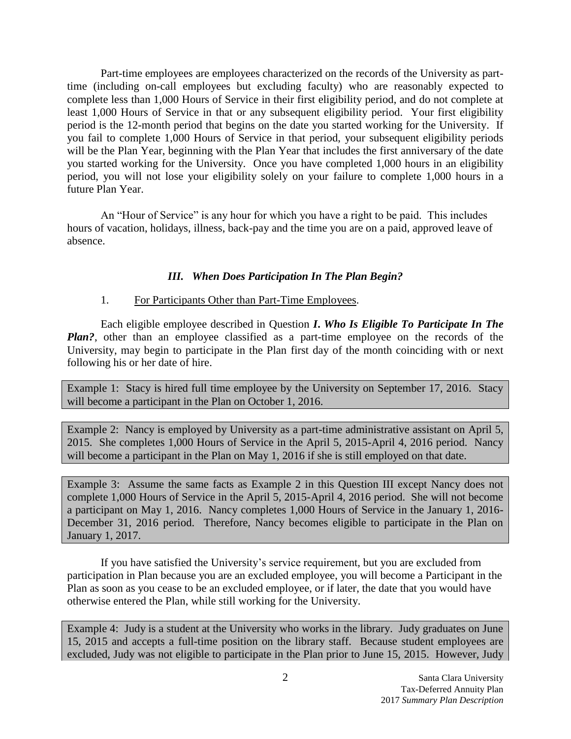Part-time employees are employees characterized on the records of the University as part-time (including on-call employees but excluding faculty) who are reasonably expected to complete less than 1,000 Hours of Service in their first eligibility period, and do not complete at least 1,000 Hours of Service in that or any subsequent eligibility period. Your first eligibility period is the 12-month period that begins on the date you started working for the University. If you fail to complete 1,000 Hours of Service in that period, your subsequent eligibility periods will be the Plan Year, beginning with the Plan Year that includes the first anniversary of the date you started working for the University. Once you have completed 1,000 hours in an eligibility period, you will not lose your eligibility solely on your failure to complete 1,000 hours in a future Plan Year.

An "Hour of Service" is any hour for which you have a right to be paid. This includes hours of vacation, holidays, illness, back-pay and the time you are on a paid, approved leave of absence.

### *III. When Does Participation In The Plan Begin?*

1. For Participants Other than Part-Time Employees.

Each eligible employee described in Question ***I. Who Is Eligible To Participate In The Plan?***, other than an employee classified as a part-time employee on the records of the University, may begin to participate in the Plan first day of the month coinciding with or next following his or her date of hire.

> Example 1: Stacy is hired full time employee by the University on September 17, 2016. Stacy will become a participant in the Plan on October 1, 2016.

> Example 2: Nancy is employed by University as a part-time administrative assistant on April 5, 2015. She completes 1,000 Hours of Service in the April 5, 2015-April 4, 2016 period. Nancy will become a participant in the Plan on May 1, 2016 if she is still employed on that date.

> Example 3: Assume the same facts as Example 2 in this Question III except Nancy does not complete 1,000 Hours of Service in the April 5, 2015-April 4, 2016 period. She will not become a participant on May 1, 2016. Nancy completes 1,000 Hours of Service in the January 1, 2016-December 31, 2016 period. Therefore, Nancy becomes eligible to participate in the Plan on January 1, 2017.

If you have satisfied the University's service requirement, but you are excluded from participation in Plan because you are an excluded employee, you will become a Participant in the Plan as soon as you cease to be an excluded employee, or if later, the date that you would have otherwise entered the Plan, while still working for the University.

> Example 4: Judy is a student at the University who works in the library. Judy graduates on June 15, 2015 and accepts a full-time position on the library staff. Because student employees are excluded, Judy was not eligible to participate in the Plan prior to June 15, 2015. However, Judy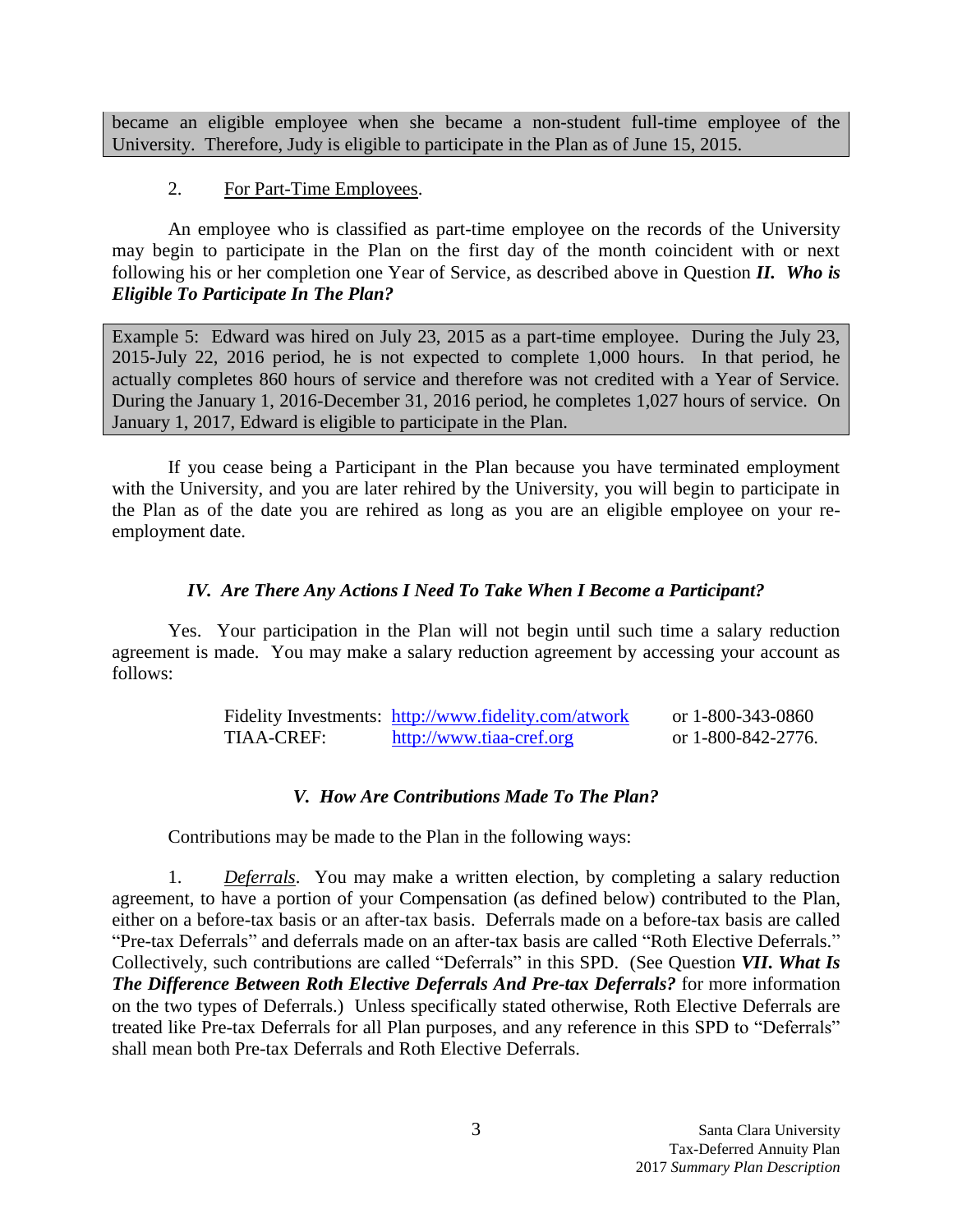became an eligible employee when she became a non-student full-time employee of the University. Therefore, Judy is eligible to participate in the Plan as of June 15, 2015.

2. For Part-Time Employees.

An employee who is classified as part-time employee on the records of the University may begin to participate in the Plan on the first day of the month coincident with or next following his or her completion one Year of Service, as described above in Question ***II. Who is Eligible To Participate In The Plan?***

Example 5: Edward was hired on July 23, 2015 as a part-time employee. During the July 23, 2015-July 22, 2016 period, he is not expected to complete 1,000 hours. In that period, he actually completes 860 hours of service and therefore was not credited with a Year of Service. During the January 1, 2016-December 31, 2016 period, he completes 1,027 hours of service. On January 1, 2017, Edward is eligible to participate in the Plan.

If you cease being a Participant in the Plan because you have terminated employment with the University, and you are later rehired by the University, you will begin to participate in the Plan as of the date you are rehired as long as you are an eligible employee on your re-employment date.

### *IV. Are There Any Actions I Need To Take When I Become a Participant?*

Yes. Your participation in the Plan will not begin until such time a salary reduction agreement is made. You may make a salary reduction agreement by accessing your account as follows:

| | | |
|---|---|---|
| Fidelity Investments: | http://www.fidelity.com/atwork | or 1-800-343-0860 |
| TIAA-CREF: | http://www.tiaa-cref.org | or 1-800-842-2776. |

### *V. How Are Contributions Made To The Plan?*

Contributions may be made to the Plan in the following ways:

1. *Deferrals*. You may make a written election, by completing a salary reduction agreement, to have a portion of your Compensation (as defined below) contributed to the Plan, either on a before-tax basis or an after-tax basis. Deferrals made on a before-tax basis are called "Pre-tax Deferrals" and deferrals made on an after-tax basis are called "Roth Elective Deferrals." Collectively, such contributions are called "Deferrals" in this SPD. (See Question ***VII. What Is The Difference Between Roth Elective Deferrals And Pre-tax Deferrals?*** for more information on the two types of Deferrals.) Unless specifically stated otherwise, Roth Elective Deferrals are treated like Pre-tax Deferrals for all Plan purposes, and any reference in this SPD to "Deferrals" shall mean both Pre-tax Deferrals and Roth Elective Deferrals.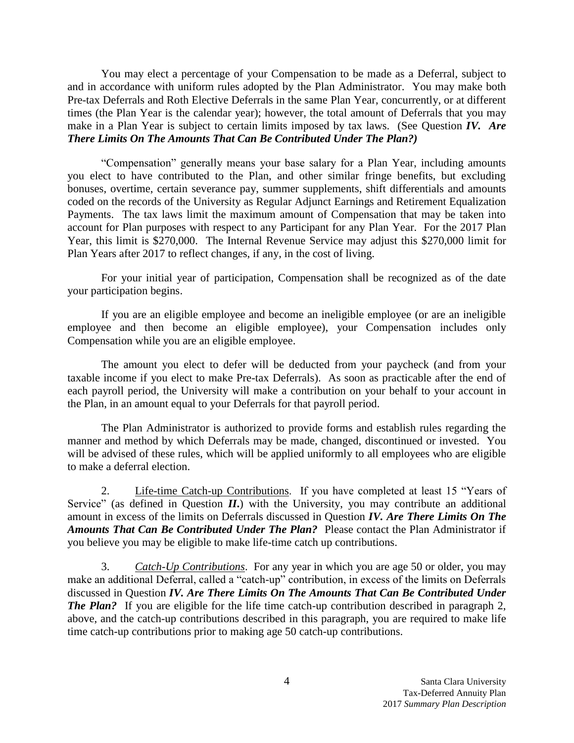You may elect a percentage of your Compensation to be made as a Deferral, subject to and in accordance with uniform rules adopted by the Plan Administrator. You may make both Pre-tax Deferrals and Roth Elective Deferrals in the same Plan Year, concurrently, or at different times (the Plan Year is the calendar year); however, the total amount of Deferrals that you may make in a Plan Year is subject to certain limits imposed by tax laws. (See Question ***IV. Are There Limits On The Amounts That Can Be Contributed Under The Plan?)***

"Compensation" generally means your base salary for a Plan Year, including amounts you elect to have contributed to the Plan, and other similar fringe benefits, but excluding bonuses, overtime, certain severance pay, summer supplements, shift differentials and amounts coded on the records of the University as Regular Adjunct Earnings and Retirement Equalization Payments. The tax laws limit the maximum amount of Compensation that may be taken into account for Plan purposes with respect to any Participant for any Plan Year. For the 2017 Plan Year, this limit is $270,000. The Internal Revenue Service may adjust this $270,000 limit for Plan Years after 2017 to reflect changes, if any, in the cost of living.

For your initial year of participation, Compensation shall be recognized as of the date your participation begins.

If you are an eligible employee and become an ineligible employee (or are an ineligible employee and then become an eligible employee), your Compensation includes only Compensation while you are an eligible employee.

The amount you elect to defer will be deducted from your paycheck (and from your taxable income if you elect to make Pre-tax Deferrals). As soon as practicable after the end of each payroll period, the University will make a contribution on your behalf to your account in the Plan, in an amount equal to your Deferrals for that payroll period.

The Plan Administrator is authorized to provide forms and establish rules regarding the manner and method by which Deferrals may be made, changed, discontinued or invested. You will be advised of these rules, which will be applied uniformly to all employees who are eligible to make a deferral election.

2. <u>Life-time Catch-up Contributions</u>. If you have completed at least 15 "Years of Service" (as defined in Question ***II.***) with the University, you may contribute an additional amount in excess of the limits on Deferrals discussed in Question ***IV. Are There Limits On The Amounts That Can Be Contributed Under The Plan?*** Please contact the Plan Administrator if you believe you may be eligible to make life-time catch up contributions.

3. *<u>Catch-Up Contributions</u>*. For any year in which you are age 50 or older, you may make an additional Deferral, called a "catch-up" contribution, in excess of the limits on Deferrals discussed in Question ***IV. Are There Limits On The Amounts That Can Be Contributed Under The Plan?*** If you are eligible for the life time catch-up contribution described in paragraph 2, above, and the catch-up contributions described in this paragraph, you are required to make life time catch-up contributions prior to making age 50 catch-up contributions.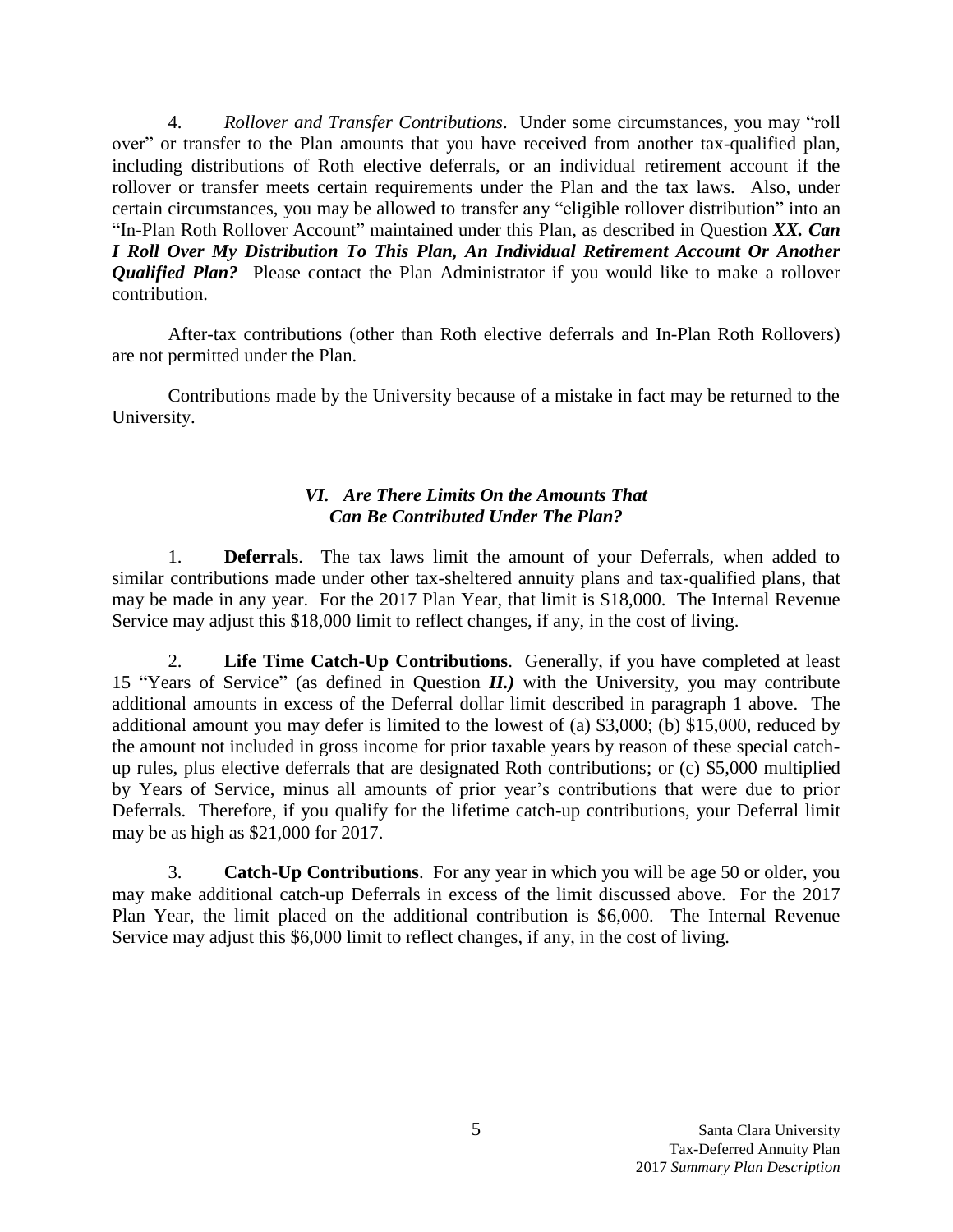4. *Rollover and Transfer Contributions*. Under some circumstances, you may "roll over" or transfer to the Plan amounts that you have received from another tax-qualified plan, including distributions of Roth elective deferrals, or an individual retirement account if the rollover or transfer meets certain requirements under the Plan and the tax laws. Also, under certain circumstances, you may be allowed to transfer any "eligible rollover distribution" into an "In-Plan Roth Rollover Account" maintained under this Plan, as described in Question ***XX. Can I Roll Over My Distribution To This Plan, An Individual Retirement Account Or Another Qualified Plan?*** Please contact the Plan Administrator if you would like to make a rollover contribution.

After-tax contributions (other than Roth elective deferrals and In-Plan Roth Rollovers) are not permitted under the Plan.

Contributions made by the University because of a mistake in fact may be returned to the University.

## *VI. Are There Limits On the Amounts That Can Be Contributed Under The Plan?*

1. **Deferrals**. The tax laws limit the amount of your Deferrals, when added to similar contributions made under other tax-sheltered annuity plans and tax-qualified plans, that may be made in any year. For the 2017 Plan Year, that limit is $18,000. The Internal Revenue Service may adjust this $18,000 limit to reflect changes, if any, in the cost of living.

2. **Life Time Catch-Up Contributions**. Generally, if you have completed at least 15 "Years of Service" (as defined in Question ***II.)*** with the University, you may contribute additional amounts in excess of the Deferral dollar limit described in paragraph 1 above. The additional amount you may defer is limited to the lowest of (a) $3,000; (b) $15,000, reduced by the amount not included in gross income for prior taxable years by reason of these special catch-up rules, plus elective deferrals that are designated Roth contributions; or (c) $5,000 multiplied by Years of Service, minus all amounts of prior year's contributions that were due to prior Deferrals. Therefore, if you qualify for the lifetime catch-up contributions, your Deferral limit may be as high as $21,000 for 2017.

3. **Catch-Up Contributions**. For any year in which you will be age 50 or older, you may make additional catch-up Deferrals in excess of the limit discussed above. For the 2017 Plan Year, the limit placed on the additional contribution is $6,000. The Internal Revenue Service may adjust this $6,000 limit to reflect changes, if any, in the cost of living.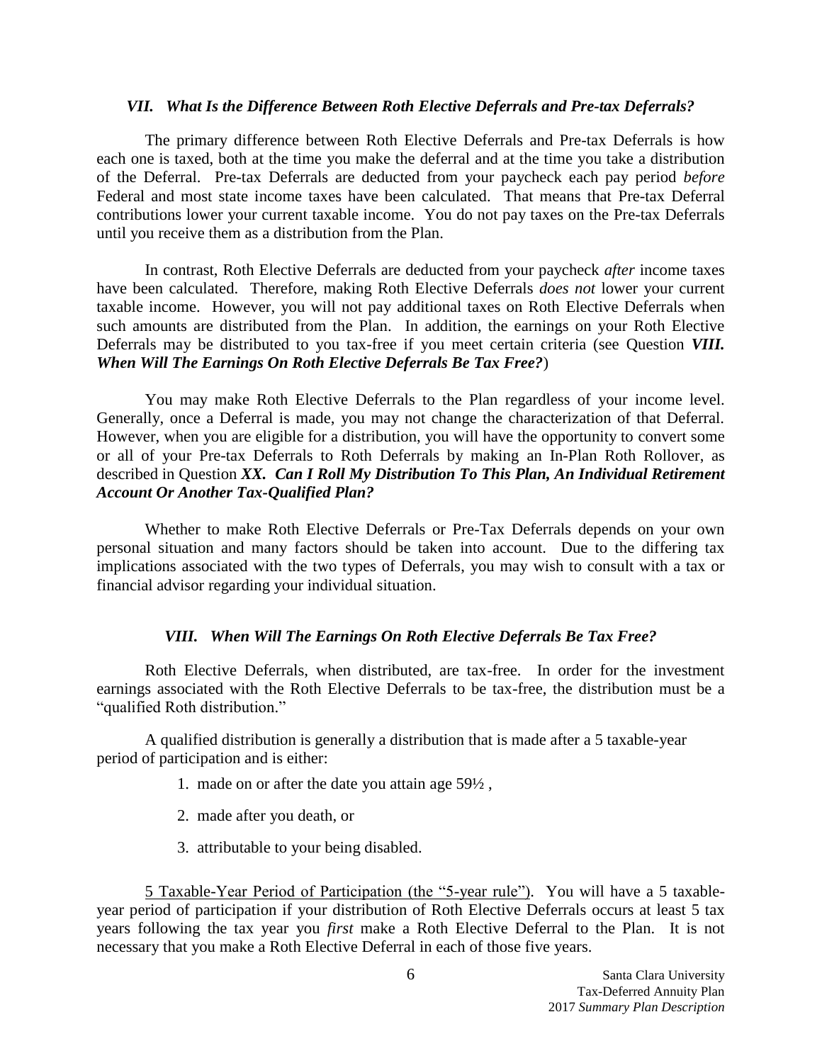### *VII. What Is the Difference Between Roth Elective Deferrals and Pre-tax Deferrals?*

The primary difference between Roth Elective Deferrals and Pre-tax Deferrals is how each one is taxed, both at the time you make the deferral and at the time you take a distribution of the Deferral. Pre-tax Deferrals are deducted from your paycheck each pay period *before* Federal and most state income taxes have been calculated. That means that Pre-tax Deferral contributions lower your current taxable income. You do not pay taxes on the Pre-tax Deferrals until you receive them as a distribution from the Plan.

In contrast, Roth Elective Deferrals are deducted from your paycheck *after* income taxes have been calculated. Therefore, making Roth Elective Deferrals *does not* lower your current taxable income. However, you will not pay additional taxes on Roth Elective Deferrals when such amounts are distributed from the Plan. In addition, the earnings on your Roth Elective Deferrals may be distributed to you tax-free if you meet certain criteria (see Question ***VIII. When Will The Earnings On Roth Elective Deferrals Be Tax Free?***)

You may make Roth Elective Deferrals to the Plan regardless of your income level. Generally, once a Deferral is made, you may not change the characterization of that Deferral. However, when you are eligible for a distribution, you will have the opportunity to convert some or all of your Pre-tax Deferrals to Roth Deferrals by making an In-Plan Roth Rollover, as described in Question ***XX. Can I Roll My Distribution To This Plan, An Individual Retirement Account Or Another Tax-Qualified Plan?***

Whether to make Roth Elective Deferrals or Pre-Tax Deferrals depends on your own personal situation and many factors should be taken into account. Due to the differing tax implications associated with the two types of Deferrals, you may wish to consult with a tax or financial advisor regarding your individual situation.

### *VIII. When Will The Earnings On Roth Elective Deferrals Be Tax Free?*

Roth Elective Deferrals, when distributed, are tax-free. In order for the investment earnings associated with the Roth Elective Deferrals to be tax-free, the distribution must be a "qualified Roth distribution."

A qualified distribution is generally a distribution that is made after a 5 taxable-year period of participation and is either:

1. made on or after the date you attain age 59½ ,
2. made after you death, or
3. attributable to your being disabled.

5 Taxable-Year Period of Participation (the "5-year rule"). You will have a 5 taxable-year period of participation if your distribution of Roth Elective Deferrals occurs at least 5 tax years following the tax year you *first* make a Roth Elective Deferral to the Plan. It is not necessary that you make a Roth Elective Deferral in each of those five years.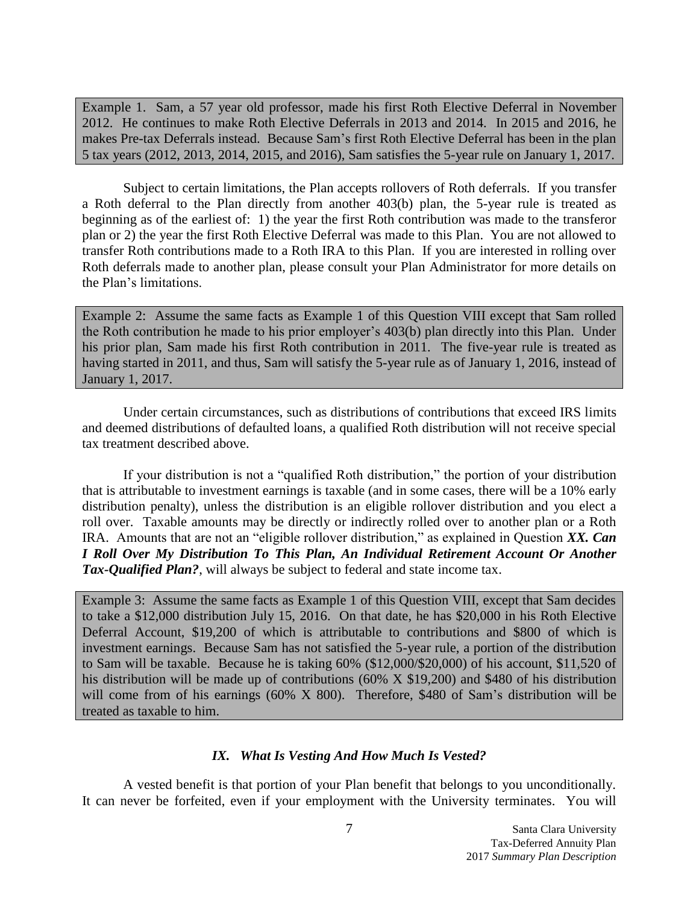Example 1. Sam, a 57 year old professor, made his first Roth Elective Deferral in November 2012. He continues to make Roth Elective Deferrals in 2013 and 2014. In 2015 and 2016, he makes Pre-tax Deferrals instead. Because Sam's first Roth Elective Deferral has been in the plan 5 tax years (2012, 2013, 2014, 2015, and 2016), Sam satisfies the 5-year rule on January 1, 2017.

Subject to certain limitations, the Plan accepts rollovers of Roth deferrals. If you transfer a Roth deferral to the Plan directly from another 403(b) plan, the 5-year rule is treated as beginning as of the earliest of: 1) the year the first Roth contribution was made to the transferor plan or 2) the year the first Roth Elective Deferral was made to this Plan. You are not allowed to transfer Roth contributions made to a Roth IRA to this Plan. If you are interested in rolling over Roth deferrals made to another plan, please consult your Plan Administrator for more details on the Plan's limitations.

Example 2: Assume the same facts as Example 1 of this Question VIII except that Sam rolled the Roth contribution he made to his prior employer's 403(b) plan directly into this Plan. Under his prior plan, Sam made his first Roth contribution in 2011. The five-year rule is treated as having started in 2011, and thus, Sam will satisfy the 5-year rule as of January 1, 2016, instead of January 1, 2017.

Under certain circumstances, such as distributions of contributions that exceed IRS limits and deemed distributions of defaulted loans, a qualified Roth distribution will not receive special tax treatment described above.

If your distribution is not a "qualified Roth distribution," the portion of your distribution that is attributable to investment earnings is taxable (and in some cases, there will be a 10% early distribution penalty), unless the distribution is an eligible rollover distribution and you elect a roll over. Taxable amounts may be directly or indirectly rolled over to another plan or a Roth IRA. Amounts that are not an "eligible rollover distribution," as explained in Question ***XX. Can I Roll Over My Distribution To This Plan, An Individual Retirement Account Or Another Tax-Qualified Plan?***, will always be subject to federal and state income tax.

Example 3: Assume the same facts as Example 1 of this Question VIII, except that Sam decides to take a $12,000 distribution July 15, 2016. On that date, he has $20,000 in his Roth Elective Deferral Account, $19,200 of which is attributable to contributions and $800 of which is investment earnings. Because Sam has not satisfied the 5-year rule, a portion of the distribution to Sam will be taxable. Because he is taking 60% ($12,000/$20,000) of his account, $11,520 of his distribution will be made up of contributions (60% X $19,200) and $480 of his distribution will come from of his earnings (60% X 800). Therefore, $480 of Sam's distribution will be treated as taxable to him.

## *IX. What Is Vesting And How Much Is Vested?*

A vested benefit is that portion of your Plan benefit that belongs to you unconditionally. It can never be forfeited, even if your employment with the University terminates. You will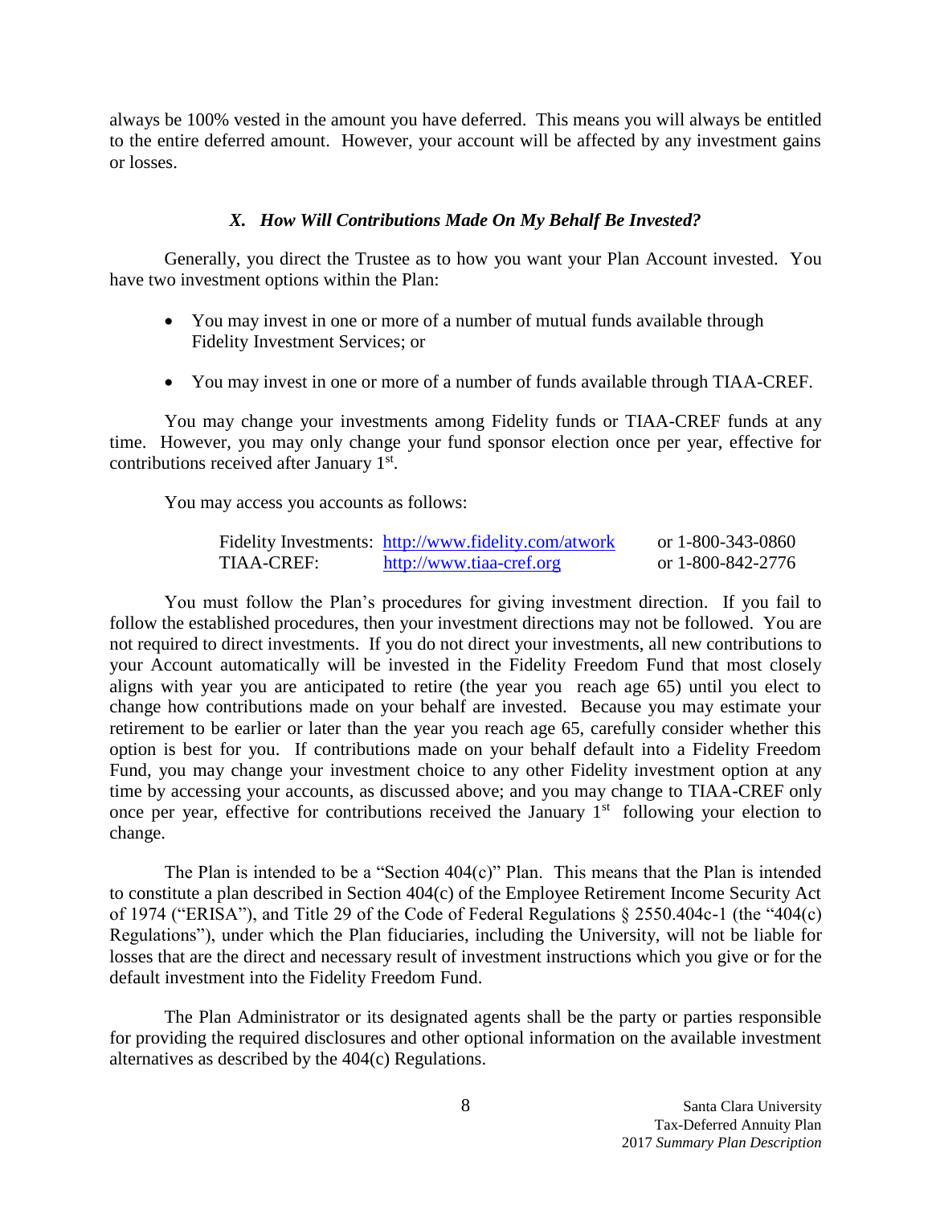always be 100% vested in the amount you have deferred. This means you will always be entitled to the entire deferred amount. However, your account will be affected by any investment gains or losses.

### *X. How Will Contributions Made On My Behalf Be Invested?*

Generally, you direct the Trustee as to how you want your Plan Account invested. You have two investment options within the Plan:

- You may invest in one or more of a number of mutual funds available through Fidelity Investment Services; or
- You may invest in one or more of a number of funds available through TIAA-CREF.

You may change your investments among Fidelity funds or TIAA-CREF funds at any time. However, you may only change your fund sponsor election once per year, effective for contributions received after January 1st.

You may access you accounts as follows:

| | | |
|---|---|---|
| Fidelity Investments: | http://www.fidelity.com/atwork | or 1-800-343-0860 |
| TIAA-CREF: | http://www.tiaa-cref.org | or 1-800-842-2776 |

You must follow the Plan's procedures for giving investment direction. If you fail to follow the established procedures, then your investment directions may not be followed. You are not required to direct investments. If you do not direct your investments, all new contributions to your Account automatically will be invested in the Fidelity Freedom Fund that most closely aligns with year you are anticipated to retire (the year you reach age 65) until you elect to change how contributions made on your behalf are invested. Because you may estimate your retirement to be earlier or later than the year you reach age 65, carefully consider whether this option is best for you. If contributions made on your behalf default into a Fidelity Freedom Fund, you may change your investment choice to any other Fidelity investment option at any time by accessing your accounts, as discussed above; and you may change to TIAA-CREF only once per year, effective for contributions received the January 1st following your election to change.

The Plan is intended to be a "Section 404(c)" Plan. This means that the Plan is intended to constitute a plan described in Section 404(c) of the Employee Retirement Income Security Act of 1974 ("ERISA"), and Title 29 of the Code of Federal Regulations § 2550.404c-1 (the "404(c) Regulations"), under which the Plan fiduciaries, including the University, will not be liable for losses that are the direct and necessary result of investment instructions which you give or for the default investment into the Fidelity Freedom Fund.

The Plan Administrator or its designated agents shall be the party or parties responsible for providing the required disclosures and other optional information on the available investment alternatives as described by the 404(c) Regulations.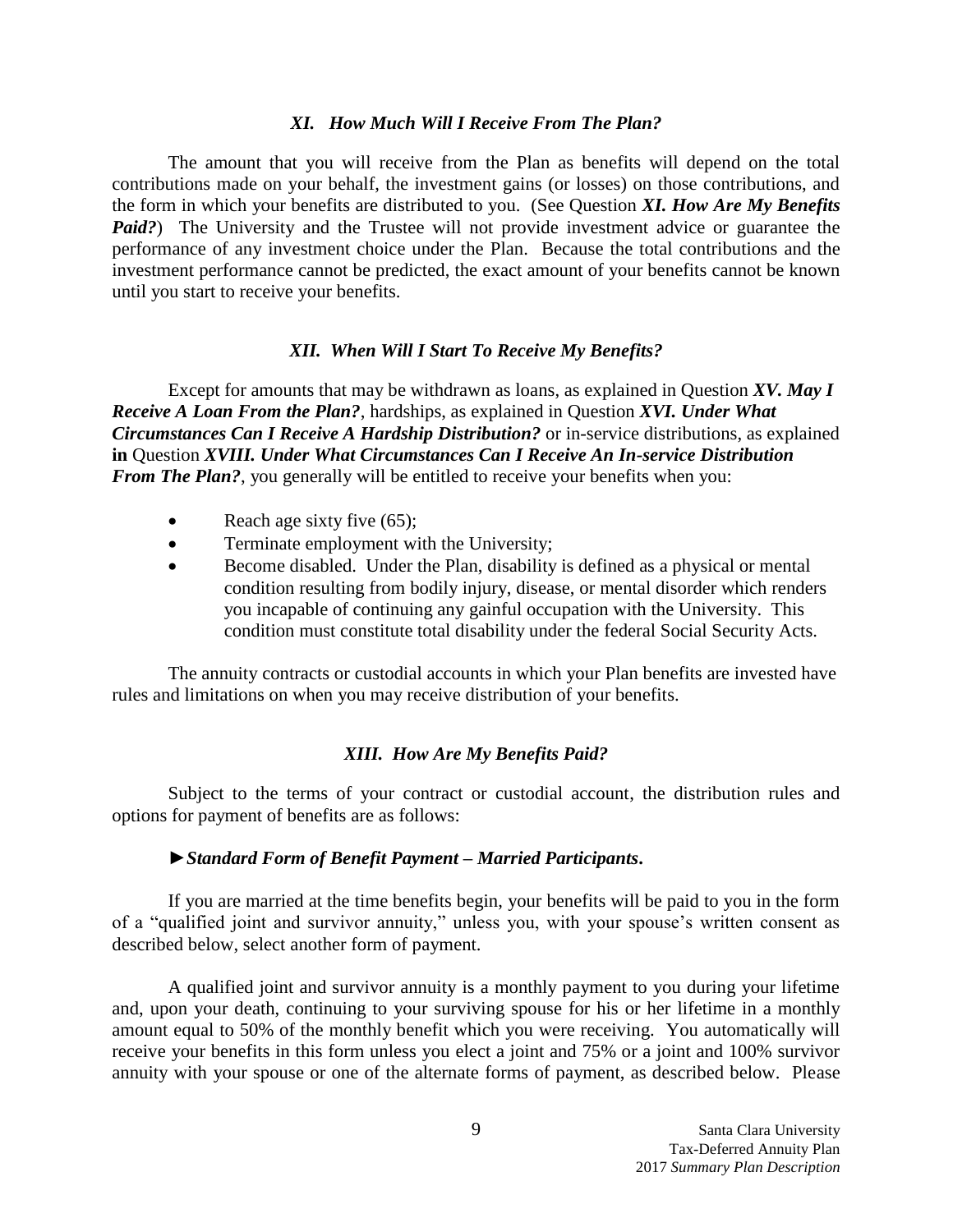### *XI. How Much Will I Receive From The Plan?*

The amount that you will receive from the Plan as benefits will depend on the total contributions made on your behalf, the investment gains (or losses) on those contributions, and the form in which your benefits are distributed to you. (See Question ***XI. How Are My Benefits Paid?***) The University and the Trustee will not provide investment advice or guarantee the performance of any investment choice under the Plan. Because the total contributions and the investment performance cannot be predicted, the exact amount of your benefits cannot be known until you start to receive your benefits.

### *XII. When Will I Start To Receive My Benefits?*

Except for amounts that may be withdrawn as loans, as explained in Question ***XV. May I Receive A Loan From the Plan?***, hardships, as explained in Question ***XVI. Under What Circumstances Can I Receive A Hardship Distribution?*** or in-service distributions, as explained **in** Question ***XVIII. Under What Circumstances Can I Receive An In-service Distribution From The Plan?***, you generally will be entitled to receive your benefits when you:

- Reach age sixty five (65);
- Terminate employment with the University;
- Become disabled. Under the Plan, disability is defined as a physical or mental condition resulting from bodily injury, disease, or mental disorder which renders you incapable of continuing any gainful occupation with the University. This condition must constitute total disability under the federal Social Security Acts.

The annuity contracts or custodial accounts in which your Plan benefits are invested have rules and limitations on when you may receive distribution of your benefits.

### *XIII. How Are My Benefits Paid?*

Subject to the terms of your contract or custodial account, the distribution rules and options for payment of benefits are as follows:

►***Standard Form of Benefit Payment – Married Participants.***

If you are married at the time benefits begin, your benefits will be paid to you in the form of a "qualified joint and survivor annuity," unless you, with your spouse's written consent as described below, select another form of payment.

A qualified joint and survivor annuity is a monthly payment to you during your lifetime and, upon your death, continuing to your surviving spouse for his or her lifetime in a monthly amount equal to 50% of the monthly benefit which you were receiving. You automatically will receive your benefits in this form unless you elect a joint and 75% or a joint and 100% survivor annuity with your spouse or one of the alternate forms of payment, as described below. Please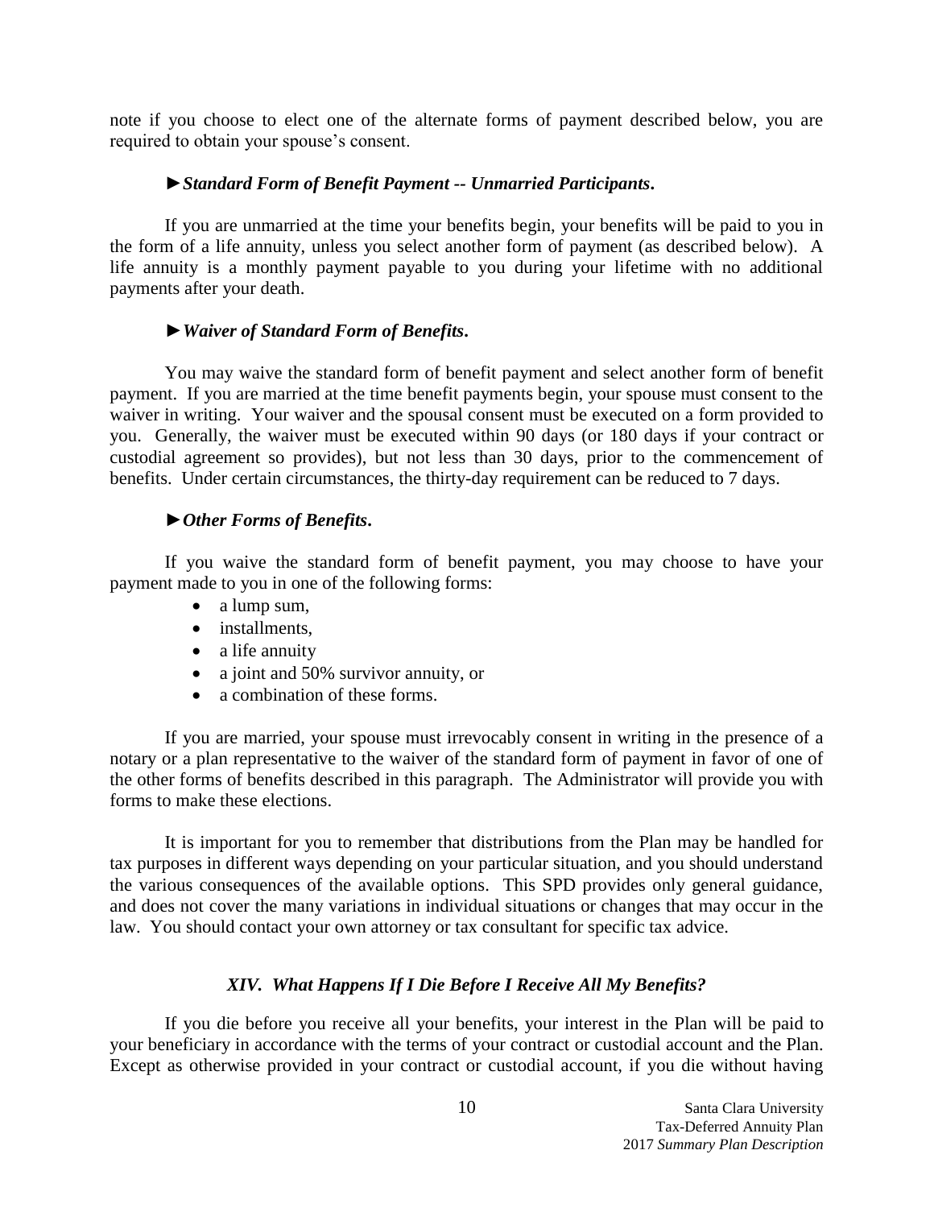note if you choose to elect one of the alternate forms of payment described below, you are required to obtain your spouse's consent.

► ***Standard Form of Benefit Payment -- Unmarried Participants.***

If you are unmarried at the time your benefits begin, your benefits will be paid to you in the form of a life annuity, unless you select another form of payment (as described below). A life annuity is a monthly payment payable to you during your lifetime with no additional payments after your death.

► ***Waiver of Standard Form of Benefits.***

You may waive the standard form of benefit payment and select another form of benefit payment. If you are married at the time benefit payments begin, your spouse must consent to the waiver in writing. Your waiver and the spousal consent must be executed on a form provided to you. Generally, the waiver must be executed within 90 days (or 180 days if your contract or custodial agreement so provides), but not less than 30 days, prior to the commencement of benefits. Under certain circumstances, the thirty-day requirement can be reduced to 7 days.

► ***Other Forms of Benefits.***

If you waive the standard form of benefit payment, you may choose to have your payment made to you in one of the following forms:

- a lump sum,
- installments,
- a life annuity
- a joint and 50% survivor annuity, or
- a combination of these forms.

If you are married, your spouse must irrevocably consent in writing in the presence of a notary or a plan representative to the waiver of the standard form of payment in favor of one of the other forms of benefits described in this paragraph. The Administrator will provide you with forms to make these elections.

It is important for you to remember that distributions from the Plan may be handled for tax purposes in different ways depending on your particular situation, and you should understand the various consequences of the available options. This SPD provides only general guidance, and does not cover the many variations in individual situations or changes that may occur in the law. You should contact your own attorney or tax consultant for specific tax advice.

## *XIV. What Happens If I Die Before I Receive All My Benefits?*

If you die before you receive all your benefits, your interest in the Plan will be paid to your beneficiary in accordance with the terms of your contract or custodial account and the Plan. Except as otherwise provided in your contract or custodial account, if you die without having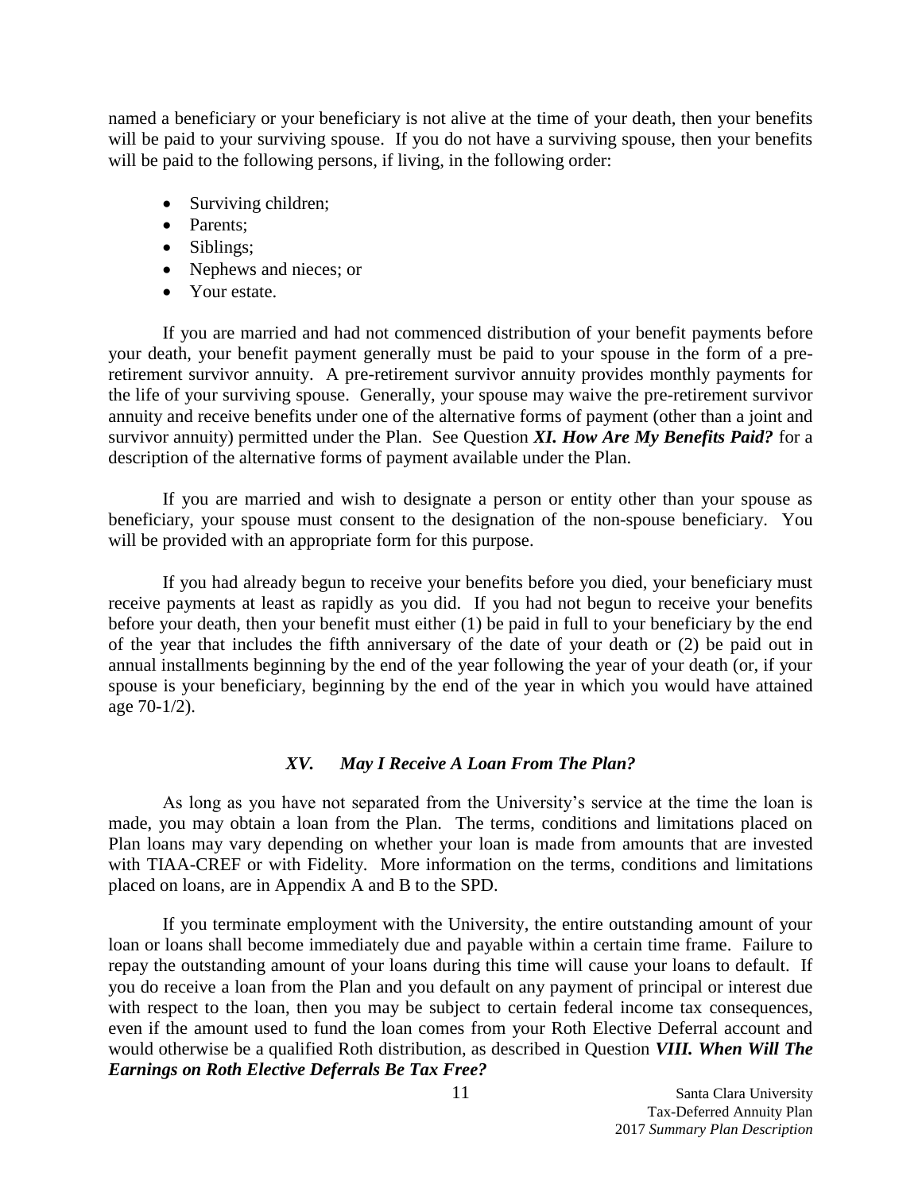named a beneficiary or your beneficiary is not alive at the time of your death, then your benefits will be paid to your surviving spouse. If you do not have a surviving spouse, then your benefits will be paid to the following persons, if living, in the following order:

- Surviving children;
- Parents;
- Siblings;
- Nephews and nieces; or
- Your estate.

If you are married and had not commenced distribution of your benefit payments before your death, your benefit payment generally must be paid to your spouse in the form of a pre-retirement survivor annuity. A pre-retirement survivor annuity provides monthly payments for the life of your surviving spouse. Generally, your spouse may waive the pre-retirement survivor annuity and receive benefits under one of the alternative forms of payment (other than a joint and survivor annuity) permitted under the Plan. See Question ***XI. How Are My Benefits Paid?*** for a description of the alternative forms of payment available under the Plan.

If you are married and wish to designate a person or entity other than your spouse as beneficiary, your spouse must consent to the designation of the non-spouse beneficiary. You will be provided with an appropriate form for this purpose.

If you had already begun to receive your benefits before you died, your beneficiary must receive payments at least as rapidly as you did. If you had not begun to receive your benefits before your death, then your benefit must either (1) be paid in full to your beneficiary by the end of the year that includes the fifth anniversary of the date of your death or (2) be paid out in annual installments beginning by the end of the year following the year of your death (or, if your spouse is your beneficiary, beginning by the end of the year in which you would have attained age 70-1/2).

## *XV. May I Receive A Loan From The Plan?*

As long as you have not separated from the University's service at the time the loan is made, you may obtain a loan from the Plan. The terms, conditions and limitations placed on Plan loans may vary depending on whether your loan is made from amounts that are invested with TIAA-CREF or with Fidelity. More information on the terms, conditions and limitations placed on loans, are in Appendix A and B to the SPD.

If you terminate employment with the University, the entire outstanding amount of your loan or loans shall become immediately due and payable within a certain time frame. Failure to repay the outstanding amount of your loans during this time will cause your loans to default. If you do receive a loan from the Plan and you default on any payment of principal or interest due with respect to the loan, then you may be subject to certain federal income tax consequences, even if the amount used to fund the loan comes from your Roth Elective Deferral account and would otherwise be a qualified Roth distribution, as described in Question ***VIII. When Will The Earnings on Roth Elective Deferrals Be Tax Free?***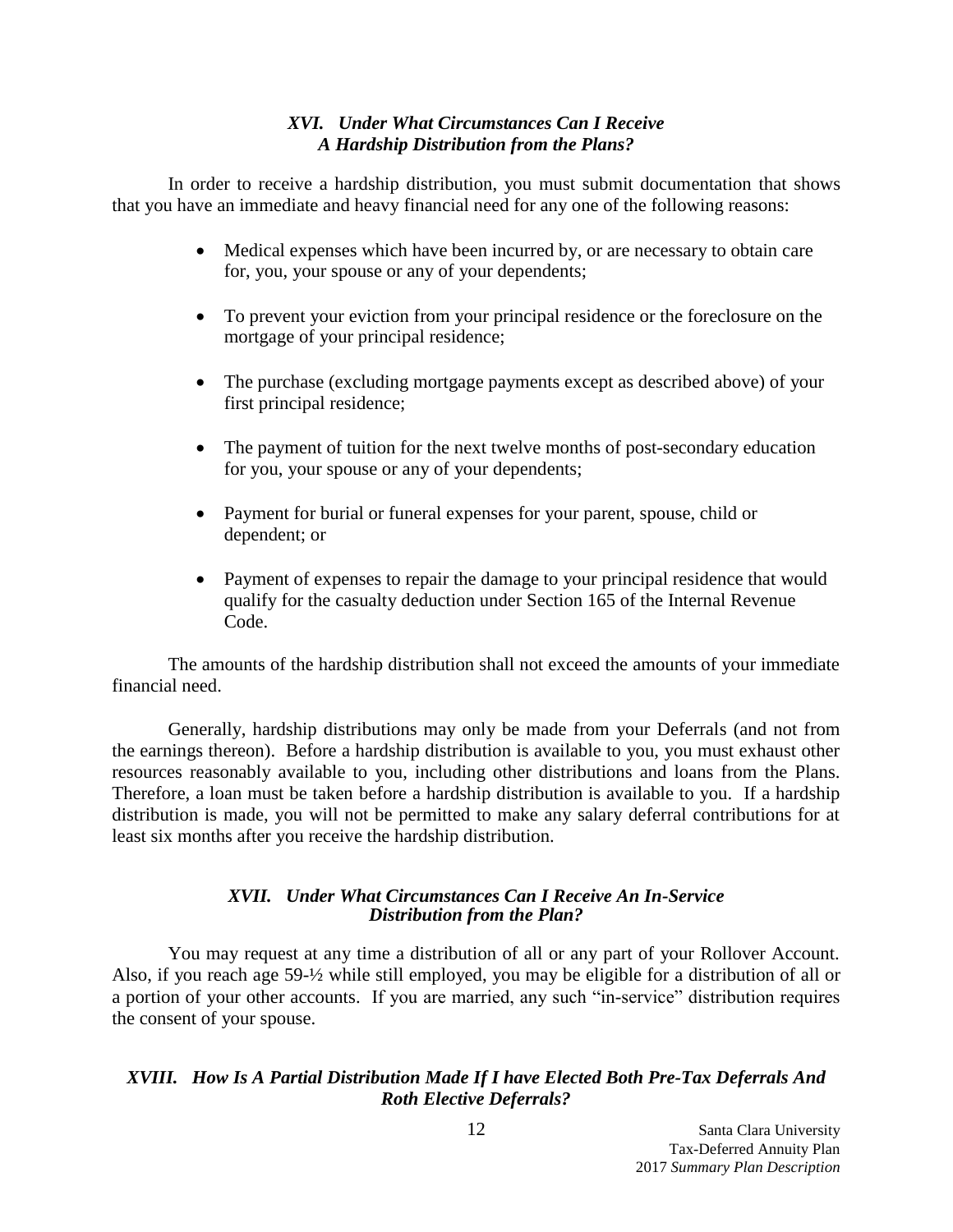### *XVI. Under What Circumstances Can I Receive A Hardship Distribution from the Plans?*

In order to receive a hardship distribution, you must submit documentation that shows that you have an immediate and heavy financial need for any one of the following reasons:

- Medical expenses which have been incurred by, or are necessary to obtain care for, you, your spouse or any of your dependents;
- To prevent your eviction from your principal residence or the foreclosure on the mortgage of your principal residence;
- The purchase (excluding mortgage payments except as described above) of your first principal residence;
- The payment of tuition for the next twelve months of post-secondary education for you, your spouse or any of your dependents;
- Payment for burial or funeral expenses for your parent, spouse, child or dependent; or
- Payment of expenses to repair the damage to your principal residence that would qualify for the casualty deduction under Section 165 of the Internal Revenue Code.

The amounts of the hardship distribution shall not exceed the amounts of your immediate financial need.

Generally, hardship distributions may only be made from your Deferrals (and not from the earnings thereon). Before a hardship distribution is available to you, you must exhaust other resources reasonably available to you, including other distributions and loans from the Plans. Therefore, a loan must be taken before a hardship distribution is available to you. If a hardship distribution is made, you will not be permitted to make any salary deferral contributions for at least six months after you receive the hardship distribution.

### *XVII. Under What Circumstances Can I Receive An In-Service Distribution from the Plan?*

You may request at any time a distribution of all or any part of your Rollover Account. Also, if you reach age 59-½ while still employed, you may be eligible for a distribution of all or a portion of your other accounts. If you are married, any such "in-service" distribution requires the consent of your spouse.

### *XVIII. How Is A Partial Distribution Made If I have Elected Both Pre-Tax Deferrals And Roth Elective Deferrals?*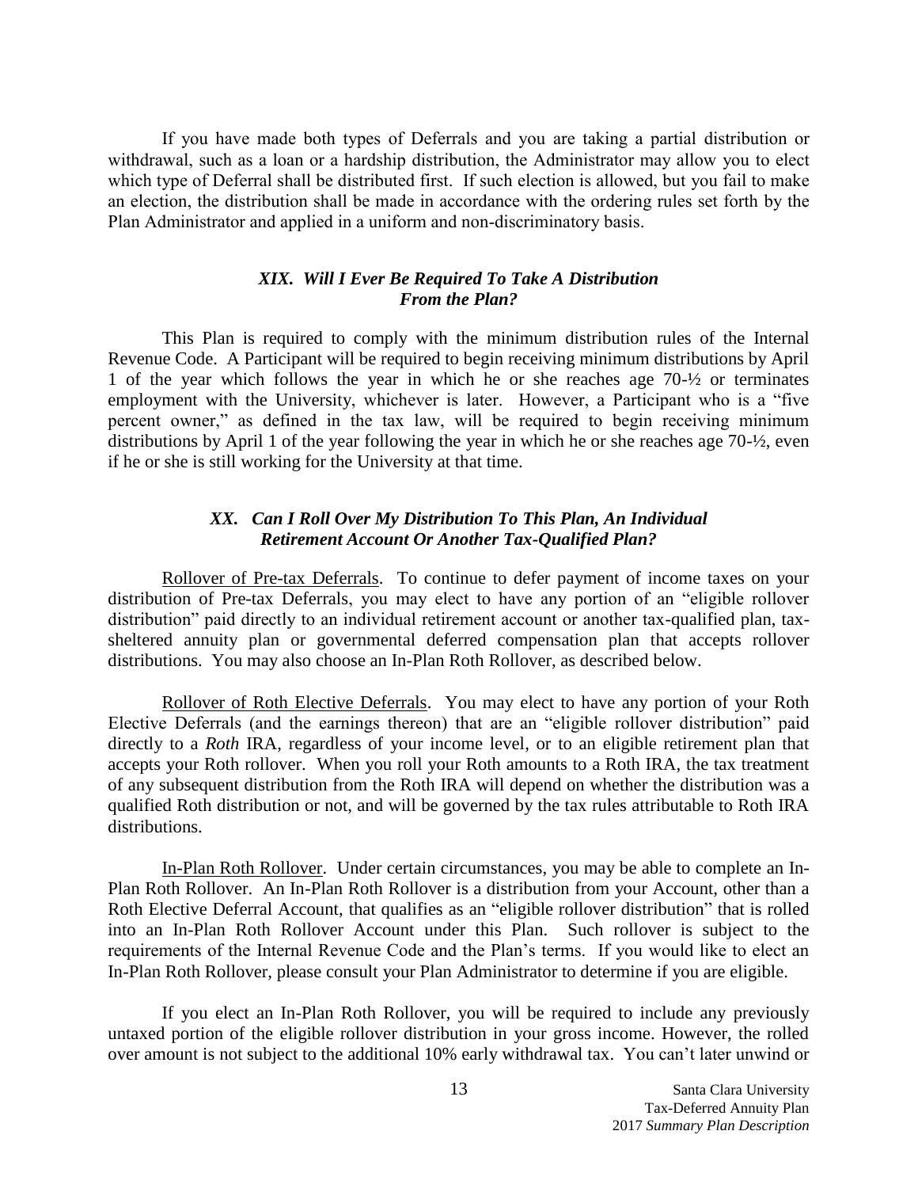If you have made both types of Deferrals and you are taking a partial distribution or withdrawal, such as a loan or a hardship distribution, the Administrator may allow you to elect which type of Deferral shall be distributed first. If such election is allowed, but you fail to make an election, the distribution shall be made in accordance with the ordering rules set forth by the Plan Administrator and applied in a uniform and non-discriminatory basis.

### *XIX. Will I Ever Be Required To Take A Distribution From the Plan?*

This Plan is required to comply with the minimum distribution rules of the Internal Revenue Code. A Participant will be required to begin receiving minimum distributions by April 1 of the year which follows the year in which he or she reaches age 70-½ or terminates employment with the University, whichever is later. However, a Participant who is a "five percent owner," as defined in the tax law, will be required to begin receiving minimum distributions by April 1 of the year following the year in which he or she reaches age 70-½, even if he or she is still working for the University at that time.

### *XX. Can I Roll Over My Distribution To This Plan, An Individual Retirement Account Or Another Tax-Qualified Plan?*

Rollover of Pre-tax Deferrals. To continue to defer payment of income taxes on your distribution of Pre-tax Deferrals, you may elect to have any portion of an "eligible rollover distribution" paid directly to an individual retirement account or another tax-qualified plan, tax-sheltered annuity plan or governmental deferred compensation plan that accepts rollover distributions. You may also choose an In-Plan Roth Rollover, as described below.

Rollover of Roth Elective Deferrals. You may elect to have any portion of your Roth Elective Deferrals (and the earnings thereon) that are an "eligible rollover distribution" paid directly to a *Roth* IRA, regardless of your income level, or to an eligible retirement plan that accepts your Roth rollover. When you roll your Roth amounts to a Roth IRA, the tax treatment of any subsequent distribution from the Roth IRA will depend on whether the distribution was a qualified Roth distribution or not, and will be governed by the tax rules attributable to Roth IRA distributions.

In-Plan Roth Rollover. Under certain circumstances, you may be able to complete an In-Plan Roth Rollover. An In-Plan Roth Rollover is a distribution from your Account, other than a Roth Elective Deferral Account, that qualifies as an "eligible rollover distribution" that is rolled into an In-Plan Roth Rollover Account under this Plan. Such rollover is subject to the requirements of the Internal Revenue Code and the Plan's terms. If you would like to elect an In-Plan Roth Rollover, please consult your Plan Administrator to determine if you are eligible.

If you elect an In-Plan Roth Rollover, you will be required to include any previously untaxed portion of the eligible rollover distribution in your gross income. However, the rolled over amount is not subject to the additional 10% early withdrawal tax. You can't later unwind or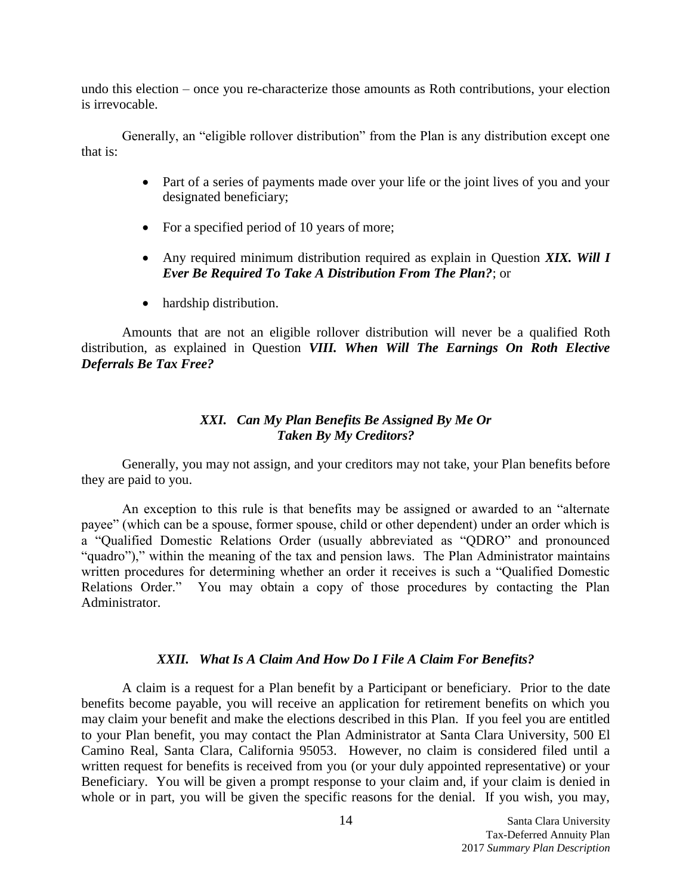undo this election – once you re-characterize those amounts as Roth contributions, your election is irrevocable.

Generally, an "eligible rollover distribution" from the Plan is any distribution except one that is:

- Part of a series of payments made over your life or the joint lives of you and your designated beneficiary;
- For a specified period of 10 years of more;
- Any required minimum distribution required as explain in Question ***XIX. Will I Ever Be Required To Take A Distribution From The Plan?***; or
- hardship distribution.

Amounts that are not an eligible rollover distribution will never be a qualified Roth distribution, as explained in Question ***VIII. When Will The Earnings On Roth Elective Deferrals Be Tax Free?***

### *XXI. Can My Plan Benefits Be Assigned By Me Or Taken By My Creditors?*

Generally, you may not assign, and your creditors may not take, your Plan benefits before they are paid to you.

An exception to this rule is that benefits may be assigned or awarded to an "alternate payee" (which can be a spouse, former spouse, child or other dependent) under an order which is a "Qualified Domestic Relations Order (usually abbreviated as "QDRO" and pronounced "quadro")," within the meaning of the tax and pension laws. The Plan Administrator maintains written procedures for determining whether an order it receives is such a "Qualified Domestic Relations Order." You may obtain a copy of those procedures by contacting the Plan Administrator.

### *XXII. What Is A Claim And How Do I File A Claim For Benefits?*

A claim is a request for a Plan benefit by a Participant or beneficiary. Prior to the date benefits become payable, you will receive an application for retirement benefits on which you may claim your benefit and make the elections described in this Plan. If you feel you are entitled to your Plan benefit, you may contact the Plan Administrator at Santa Clara University, 500 El Camino Real, Santa Clara, California 95053. However, no claim is considered filed until a written request for benefits is received from you (or your duly appointed representative) or your Beneficiary. You will be given a prompt response to your claim and, if your claim is denied in whole or in part, you will be given the specific reasons for the denial. If you wish, you may,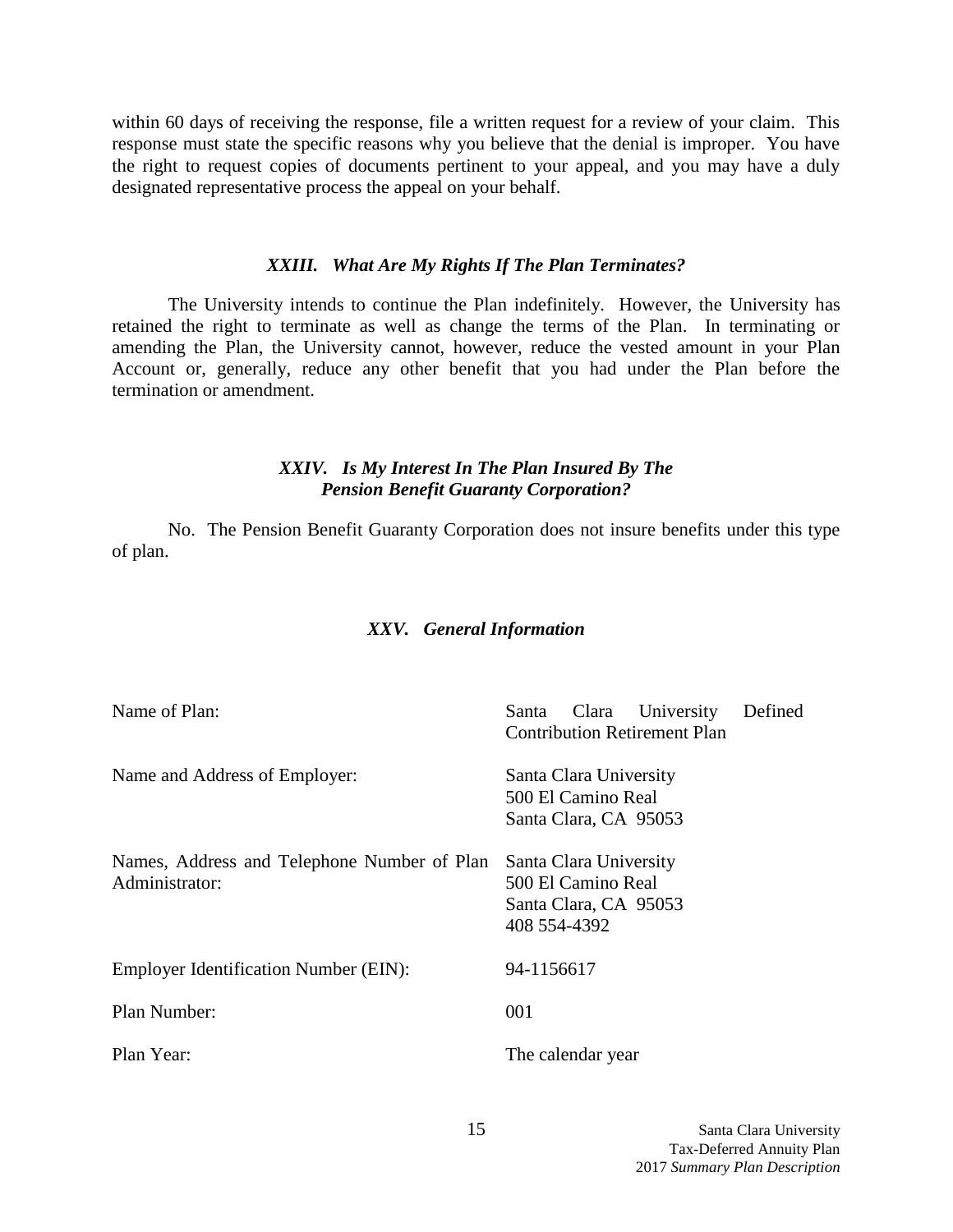within 60 days of receiving the response, file a written request for a review of your claim. This response must state the specific reasons why you believe that the denial is improper. You have the right to request copies of documents pertinent to your appeal, and you may have a duly designated representative process the appeal on your behalf.

### *XXIII. What Are My Rights If The Plan Terminates?*

The University intends to continue the Plan indefinitely. However, the University has retained the right to terminate as well as change the terms of the Plan. In terminating or amending the Plan, the University cannot, however, reduce the vested amount in your Plan Account or, generally, reduce any other benefit that you had under the Plan before the termination or amendment.

### *XXIV. Is My Interest In The Plan Insured By The Pension Benefit Guaranty Corporation?*

No. The Pension Benefit Guaranty Corporation does not insure benefits under this type of plan.

### *XXV. General Information*

| | |
|---|---|
| Name of Plan: | Santa Clara University Defined Contribution Retirement Plan |
| Name and Address of Employer: | Santa Clara University<br>500 El Camino Real<br>Santa Clara, CA 95053 |
| Names, Address and Telephone Number of Plan Administrator: | Santa Clara University<br>500 El Camino Real<br>Santa Clara, CA 95053<br>408 554-4392 |
| Employer Identification Number (EIN): | 94-1156617 |
| Plan Number: | 001 |
| Plan Year: | The calendar year |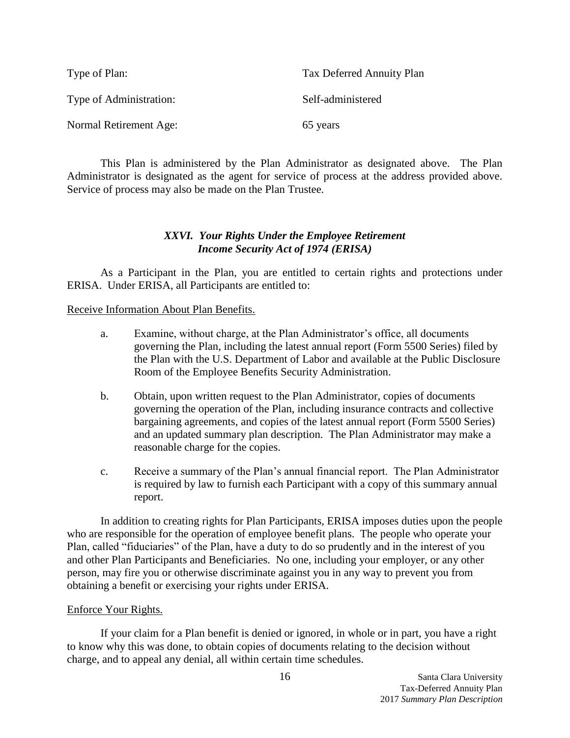| | |
|---|---|
| Type of Plan: | Tax Deferred Annuity Plan |
| Type of Administration: | Self-administered |
| Normal Retirement Age: | 65 years |

This Plan is administered by the Plan Administrator as designated above. The Plan Administrator is designated as the agent for service of process at the address provided above. Service of process may also be made on the Plan Trustee.

## *XXVI. Your Rights Under the Employee Retirement Income Security Act of 1974 (ERISA)*

As a Participant in the Plan, you are entitled to certain rights and protections under ERISA. Under ERISA, all Participants are entitled to:

<u>Receive Information About Plan Benefits.</u>

a. Examine, without charge, at the Plan Administrator's office, all documents governing the Plan, including the latest annual report (Form 5500 Series) filed by the Plan with the U.S. Department of Labor and available at the Public Disclosure Room of the Employee Benefits Security Administration.

b. Obtain, upon written request to the Plan Administrator, copies of documents governing the operation of the Plan, including insurance contracts and collective bargaining agreements, and copies of the latest annual report (Form 5500 Series) and an updated summary plan description. The Plan Administrator may make a reasonable charge for the copies.

c. Receive a summary of the Plan's annual financial report. The Plan Administrator is required by law to furnish each Participant with a copy of this summary annual report.

In addition to creating rights for Plan Participants, ERISA imposes duties upon the people who are responsible for the operation of employee benefit plans. The people who operate your Plan, called "fiduciaries" of the Plan, have a duty to do so prudently and in the interest of you and other Plan Participants and Beneficiaries. No one, including your employer, or any other person, may fire you or otherwise discriminate against you in any way to prevent you from obtaining a benefit or exercising your rights under ERISA.

<u>Enforce Your Rights.</u>

If your claim for a Plan benefit is denied or ignored, in whole or in part, you have a right to know why this was done, to obtain copies of documents relating to the decision without charge, and to appeal any denial, all within certain time schedules.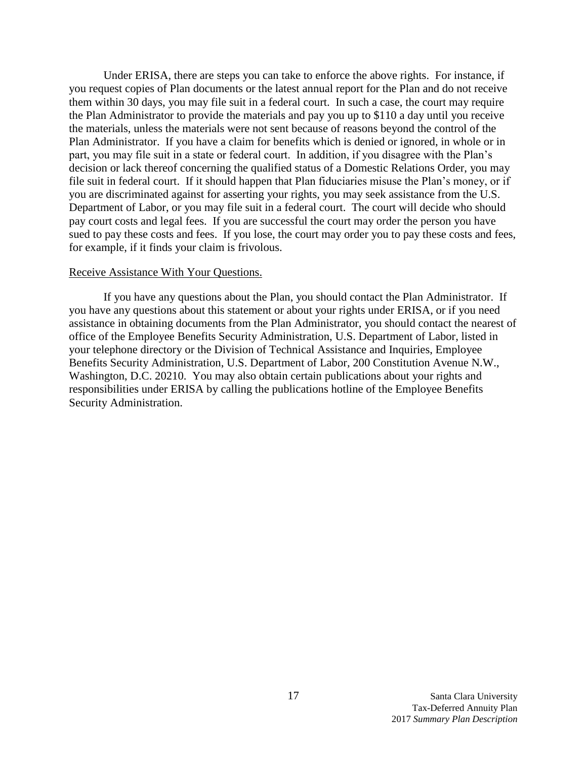Under ERISA, there are steps you can take to enforce the above rights. For instance, if you request copies of Plan documents or the latest annual report for the Plan and do not receive them within 30 days, you may file suit in a federal court. In such a case, the court may require the Plan Administrator to provide the materials and pay you up to $110 a day until you receive the materials, unless the materials were not sent because of reasons beyond the control of the Plan Administrator. If you have a claim for benefits which is denied or ignored, in whole or in part, you may file suit in a state or federal court. In addition, if you disagree with the Plan's decision or lack thereof concerning the qualified status of a Domestic Relations Order, you may file suit in federal court. If it should happen that Plan fiduciaries misuse the Plan's money, or if you are discriminated against for asserting your rights, you may seek assistance from the U.S. Department of Labor, or you may file suit in a federal court. The court will decide who should pay court costs and legal fees. If you are successful the court may order the person you have sued to pay these costs and fees. If you lose, the court may order you to pay these costs and fees, for example, if it finds your claim is frivolous.

Receive Assistance With Your Questions.

If you have any questions about the Plan, you should contact the Plan Administrator. If you have any questions about this statement or about your rights under ERISA, or if you need assistance in obtaining documents from the Plan Administrator, you should contact the nearest of office of the Employee Benefits Security Administration, U.S. Department of Labor, listed in your telephone directory or the Division of Technical Assistance and Inquiries, Employee Benefits Security Administration, U.S. Department of Labor, 200 Constitution Avenue N.W., Washington, D.C. 20210. You may also obtain certain publications about your rights and responsibilities under ERISA by calling the publications hotline of the Employee Benefits Security Administration.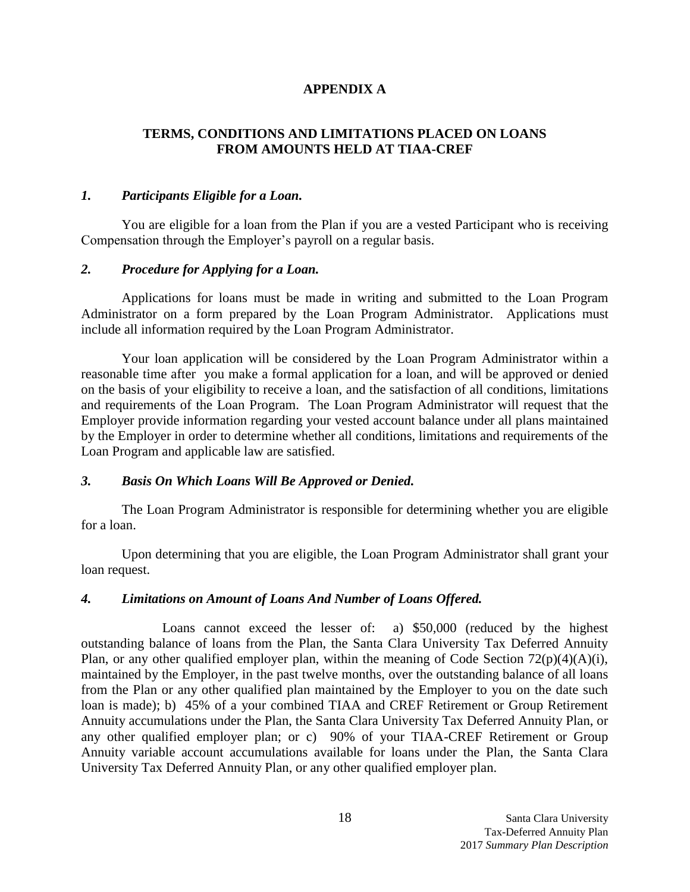# APPENDIX A

## TERMS, CONDITIONS AND LIMITATIONS PLACED ON LOANS FROM AMOUNTS HELD AT TIAA-CREF

### *1. Participants Eligible for a Loan.*

You are eligible for a loan from the Plan if you are a vested Participant who is receiving Compensation through the Employer's payroll on a regular basis.

### *2. Procedure for Applying for a Loan.*

Applications for loans must be made in writing and submitted to the Loan Program Administrator on a form prepared by the Loan Program Administrator. Applications must include all information required by the Loan Program Administrator.

Your loan application will be considered by the Loan Program Administrator within a reasonable time after you make a formal application for a loan, and will be approved or denied on the basis of your eligibility to receive a loan, and the satisfaction of all conditions, limitations and requirements of the Loan Program. The Loan Program Administrator will request that the Employer provide information regarding your vested account balance under all plans maintained by the Employer in order to determine whether all conditions, limitations and requirements of the Loan Program and applicable law are satisfied.

### *3. Basis On Which Loans Will Be Approved or Denied.*

The Loan Program Administrator is responsible for determining whether you are eligible for a loan.

Upon determining that you are eligible, the Loan Program Administrator shall grant your loan request.

### *4. Limitations on Amount of Loans And Number of Loans Offered.*

Loans cannot exceed the lesser of: a) $50,000 (reduced by the highest outstanding balance of loans from the Plan, the Santa Clara University Tax Deferred Annuity Plan, or any other qualified employer plan, within the meaning of Code Section 72(p)(4)(A)(i), maintained by the Employer, in the past twelve months, over the outstanding balance of all loans from the Plan or any other qualified plan maintained by the Employer to you on the date such loan is made); b) 45% of a your combined TIAA and CREF Retirement or Group Retirement Annuity accumulations under the Plan, the Santa Clara University Tax Deferred Annuity Plan, or any other qualified employer plan; or c) 90% of your TIAA-CREF Retirement or Group Annuity variable account accumulations available for loans under the Plan, the Santa Clara University Tax Deferred Annuity Plan, or any other qualified employer plan.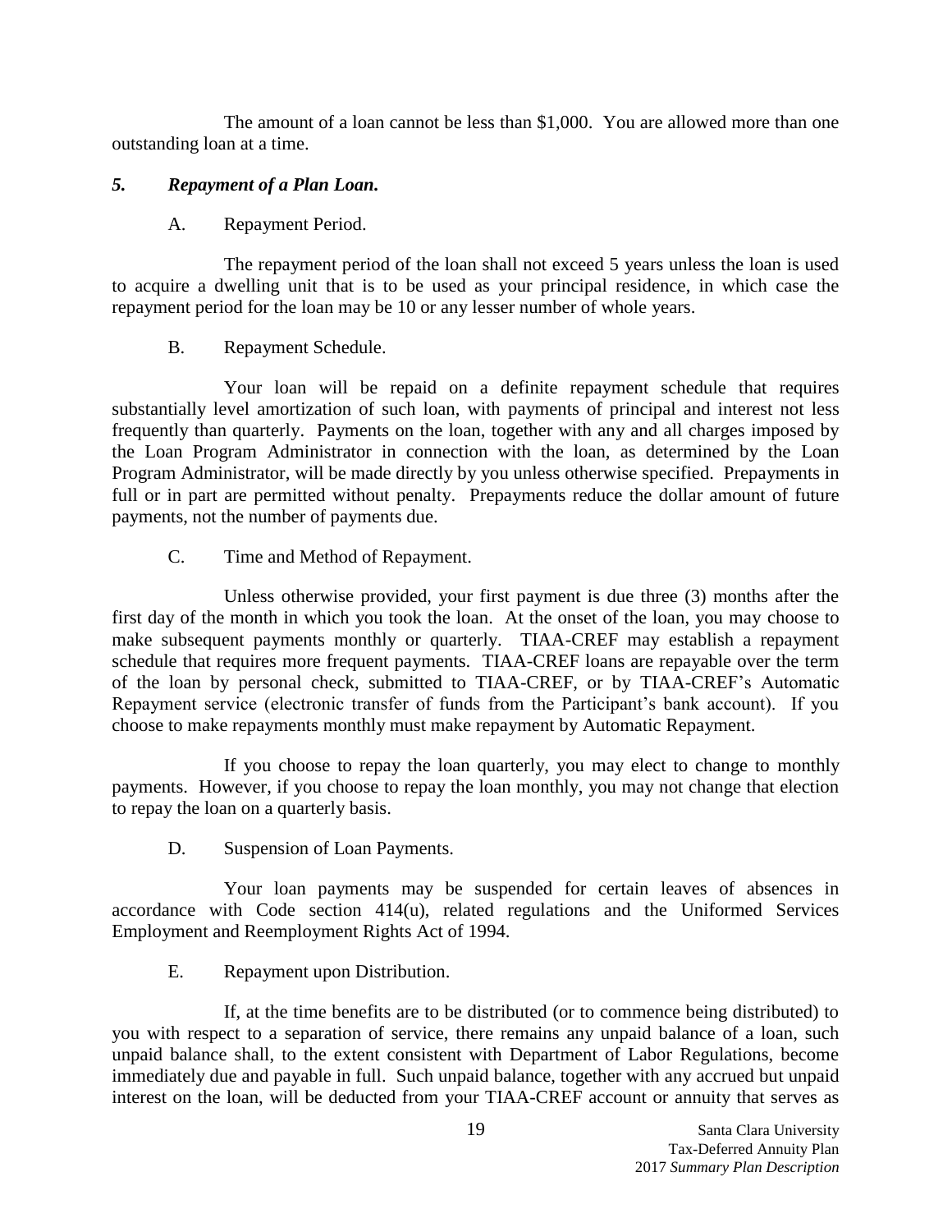The amount of a loan cannot be less than $1,000. You are allowed more than one outstanding loan at a time.

### *5. Repayment of a Plan Loan.*

A. Repayment Period.

The repayment period of the loan shall not exceed 5 years unless the loan is used to acquire a dwelling unit that is to be used as your principal residence, in which case the repayment period for the loan may be 10 or any lesser number of whole years.

B. Repayment Schedule.

Your loan will be repaid on a definite repayment schedule that requires substantially level amortization of such loan, with payments of principal and interest not less frequently than quarterly. Payments on the loan, together with any and all charges imposed by the Loan Program Administrator in connection with the loan, as determined by the Loan Program Administrator, will be made directly by you unless otherwise specified. Prepayments in full or in part are permitted without penalty. Prepayments reduce the dollar amount of future payments, not the number of payments due.

C. Time and Method of Repayment.

Unless otherwise provided, your first payment is due three (3) months after the first day of the month in which you took the loan. At the onset of the loan, you may choose to make subsequent payments monthly or quarterly. TIAA-CREF may establish a repayment schedule that requires more frequent payments. TIAA-CREF loans are repayable over the term of the loan by personal check, submitted to TIAA-CREF, or by TIAA-CREF's Automatic Repayment service (electronic transfer of funds from the Participant's bank account). If you choose to make repayments monthly must make repayment by Automatic Repayment.

If you choose to repay the loan quarterly, you may elect to change to monthly payments. However, if you choose to repay the loan monthly, you may not change that election to repay the loan on a quarterly basis.

D. Suspension of Loan Payments.

Your loan payments may be suspended for certain leaves of absences in accordance with Code section 414(u), related regulations and the Uniformed Services Employment and Reemployment Rights Act of 1994.

E. Repayment upon Distribution.

If, at the time benefits are to be distributed (or to commence being distributed) to you with respect to a separation of service, there remains any unpaid balance of a loan, such unpaid balance shall, to the extent consistent with Department of Labor Regulations, become immediately due and payable in full. Such unpaid balance, together with any accrued but unpaid interest on the loan, will be deducted from your TIAA-CREF account or annuity that serves as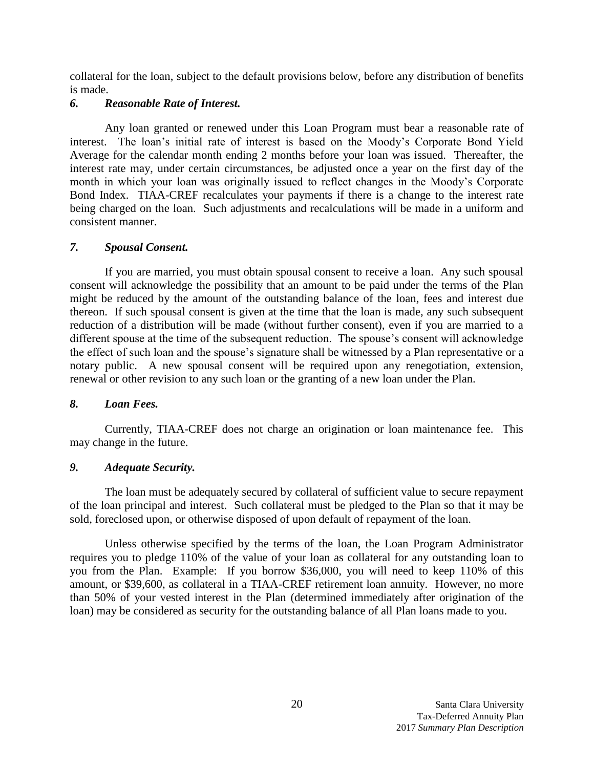collateral for the loan, subject to the default provisions below, before any distribution of benefits is made.

### *6. Reasonable Rate of Interest.*

Any loan granted or renewed under this Loan Program must bear a reasonable rate of interest. The loan's initial rate of interest is based on the Moody's Corporate Bond Yield Average for the calendar month ending 2 months before your loan was issued. Thereafter, the interest rate may, under certain circumstances, be adjusted once a year on the first day of the month in which your loan was originally issued to reflect changes in the Moody's Corporate Bond Index. TIAA-CREF recalculates your payments if there is a change to the interest rate being charged on the loan. Such adjustments and recalculations will be made in a uniform and consistent manner.

### *7. Spousal Consent.*

If you are married, you must obtain spousal consent to receive a loan. Any such spousal consent will acknowledge the possibility that an amount to be paid under the terms of the Plan might be reduced by the amount of the outstanding balance of the loan, fees and interest due thereon. If such spousal consent is given at the time that the loan is made, any such subsequent reduction of a distribution will be made (without further consent), even if you are married to a different spouse at the time of the subsequent reduction. The spouse's consent will acknowledge the effect of such loan and the spouse's signature shall be witnessed by a Plan representative or a notary public. A new spousal consent will be required upon any renegotiation, extension, renewal or other revision to any such loan or the granting of a new loan under the Plan.

### *8. Loan Fees.*

Currently, TIAA-CREF does not charge an origination or loan maintenance fee. This may change in the future.

### *9. Adequate Security.*

The loan must be adequately secured by collateral of sufficient value to secure repayment of the loan principal and interest. Such collateral must be pledged to the Plan so that it may be sold, foreclosed upon, or otherwise disposed of upon default of repayment of the loan.

Unless otherwise specified by the terms of the loan, the Loan Program Administrator requires you to pledge 110% of the value of your loan as collateral for any outstanding loan to you from the Plan. Example: If you borrow $36,000, you will need to keep 110% of this amount, or $39,600, as collateral in a TIAA-CREF retirement loan annuity. However, no more than 50% of your vested interest in the Plan (determined immediately after origination of the loan) may be considered as security for the outstanding balance of all Plan loans made to you.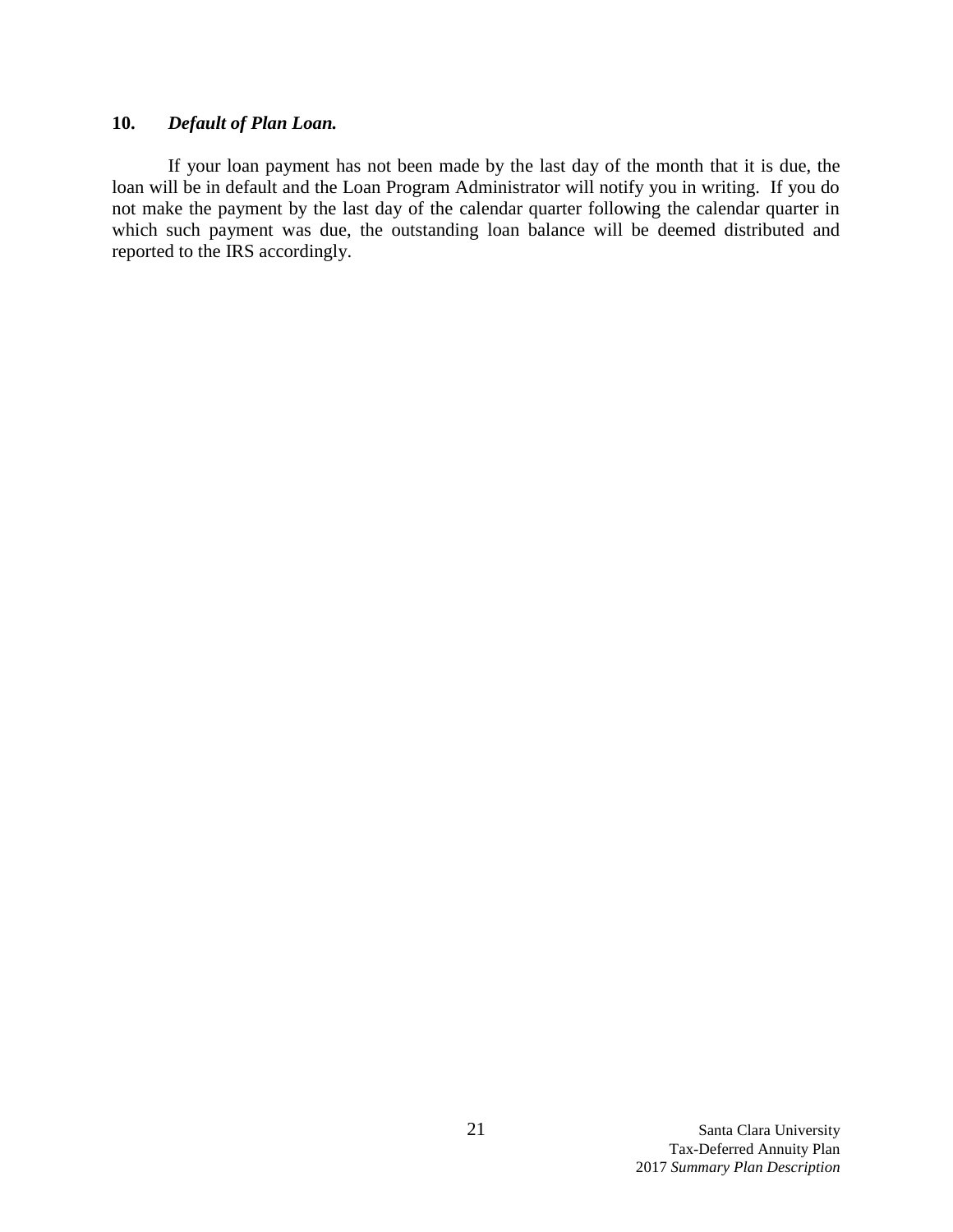**10. *Default of Plan Loan.***

If your loan payment has not been made by the last day of the month that it is due, the loan will be in default and the Loan Program Administrator will notify you in writing. If you do not make the payment by the last day of the calendar quarter following the calendar quarter in which such payment was due, the outstanding loan balance will be deemed distributed and reported to the IRS accordingly.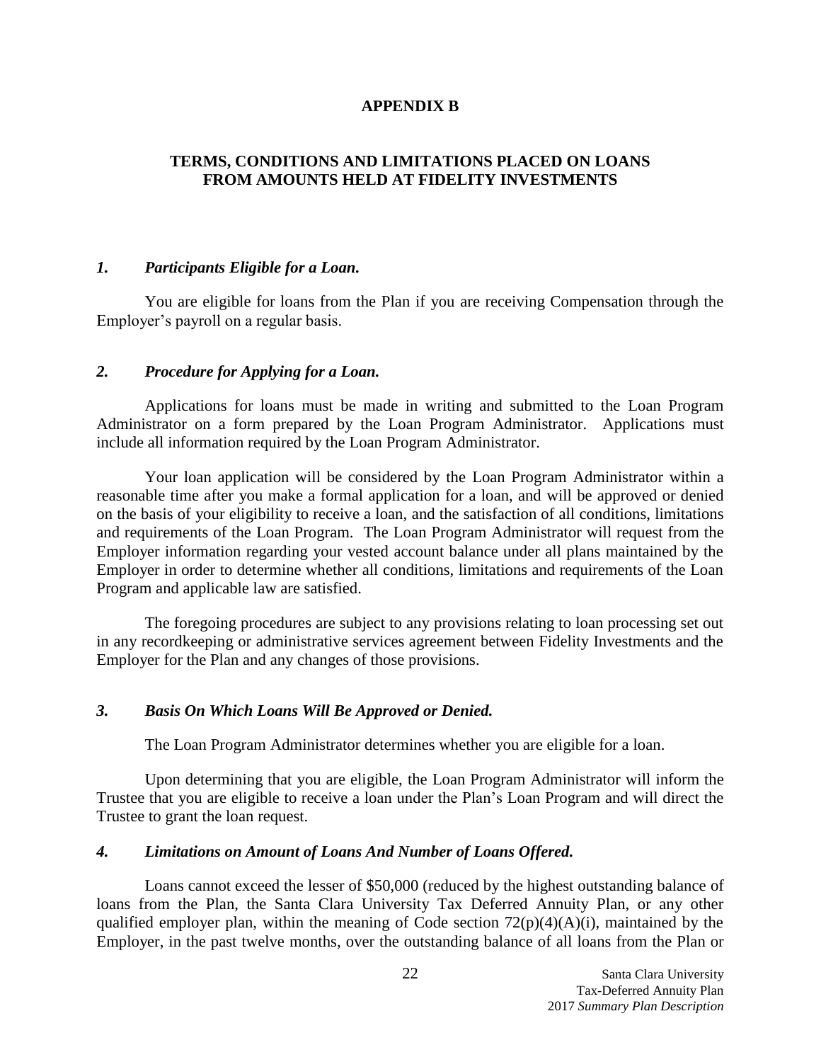# APPENDIX B

## TERMS, CONDITIONS AND LIMITATIONS PLACED ON LOANS FROM AMOUNTS HELD AT FIDELITY INVESTMENTS

### *1. Participants Eligible for a Loan.*

You are eligible for loans from the Plan if you are receiving Compensation through the Employer's payroll on a regular basis.

### *2. Procedure for Applying for a Loan.*

Applications for loans must be made in writing and submitted to the Loan Program Administrator on a form prepared by the Loan Program Administrator. Applications must include all information required by the Loan Program Administrator.

Your loan application will be considered by the Loan Program Administrator within a reasonable time after you make a formal application for a loan, and will be approved or denied on the basis of your eligibility to receive a loan, and the satisfaction of all conditions, limitations and requirements of the Loan Program. The Loan Program Administrator will request from the Employer information regarding your vested account balance under all plans maintained by the Employer in order to determine whether all conditions, limitations and requirements of the Loan Program and applicable law are satisfied.

The foregoing procedures are subject to any provisions relating to loan processing set out in any recordkeeping or administrative services agreement between Fidelity Investments and the Employer for the Plan and any changes of those provisions.

### *3. Basis On Which Loans Will Be Approved or Denied.*

The Loan Program Administrator determines whether you are eligible for a loan.

Upon determining that you are eligible, the Loan Program Administrator will inform the Trustee that you are eligible to receive a loan under the Plan's Loan Program and will direct the Trustee to grant the loan request.

### *4. Limitations on Amount of Loans And Number of Loans Offered.*

Loans cannot exceed the lesser of $50,000 (reduced by the highest outstanding balance of loans from the Plan, the Santa Clara University Tax Deferred Annuity Plan, or any other qualified employer plan, within the meaning of Code section 72(p)(4)(A)(i), maintained by the Employer, in the past twelve months, over the outstanding balance of all loans from the Plan or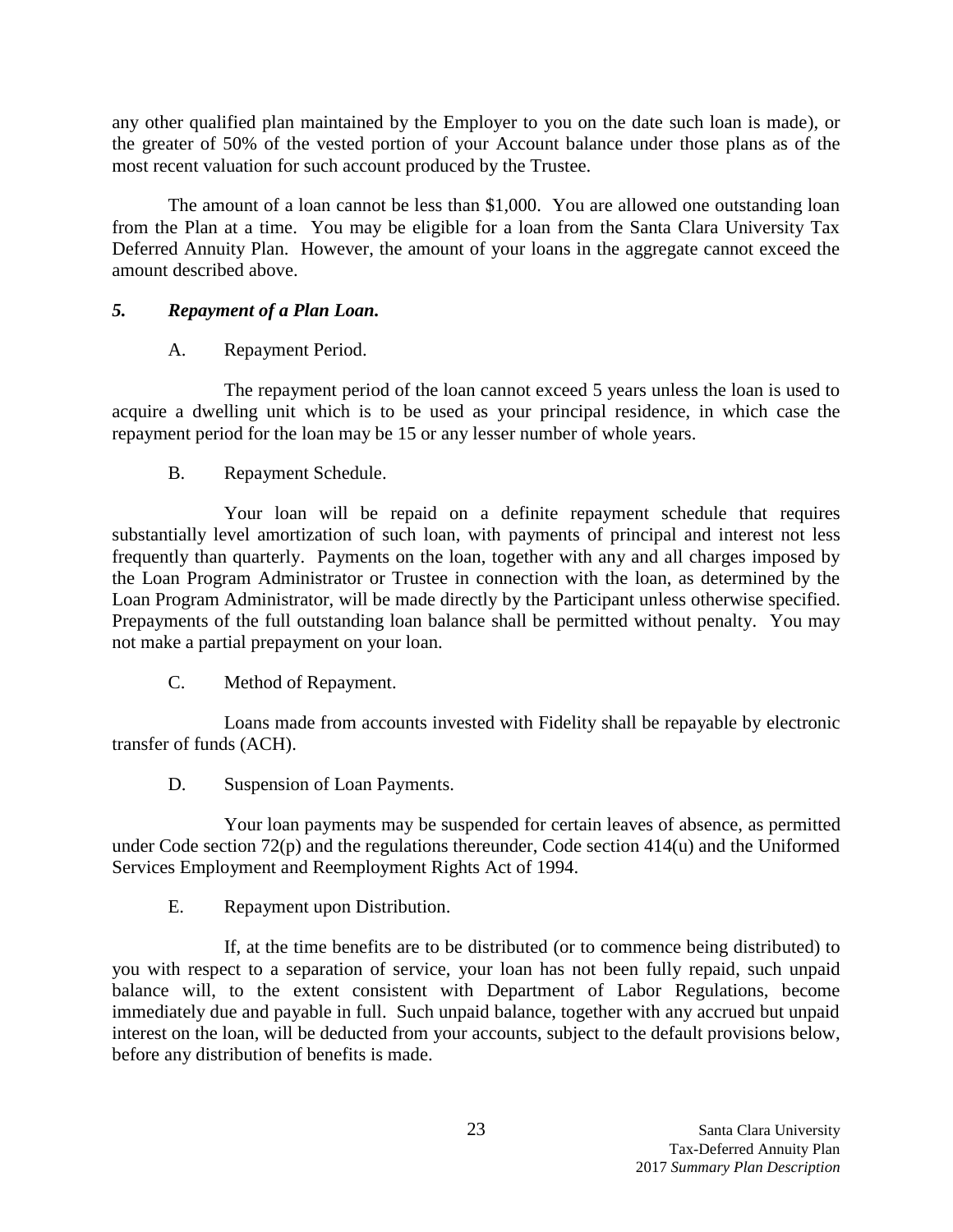any other qualified plan maintained by the Employer to you on the date such loan is made), or the greater of 50% of the vested portion of your Account balance under those plans as of the most recent valuation for such account produced by the Trustee.

The amount of a loan cannot be less than $1,000. You are allowed one outstanding loan from the Plan at a time. You may be eligible for a loan from the Santa Clara University Tax Deferred Annuity Plan. However, the amount of your loans in the aggregate cannot exceed the amount described above.

### *5. Repayment of a Plan Loan.*

A. Repayment Period.

The repayment period of the loan cannot exceed 5 years unless the loan is used to acquire a dwelling unit which is to be used as your principal residence, in which case the repayment period for the loan may be 15 or any lesser number of whole years.

B. Repayment Schedule.

Your loan will be repaid on a definite repayment schedule that requires substantially level amortization of such loan, with payments of principal and interest not less frequently than quarterly. Payments on the loan, together with any and all charges imposed by the Loan Program Administrator or Trustee in connection with the loan, as determined by the Loan Program Administrator, will be made directly by the Participant unless otherwise specified. Prepayments of the full outstanding loan balance shall be permitted without penalty. You may not make a partial prepayment on your loan.

C. Method of Repayment.

Loans made from accounts invested with Fidelity shall be repayable by electronic transfer of funds (ACH).

D. Suspension of Loan Payments.

Your loan payments may be suspended for certain leaves of absence, as permitted under Code section 72(p) and the regulations thereunder, Code section 414(u) and the Uniformed Services Employment and Reemployment Rights Act of 1994.

E. Repayment upon Distribution.

If, at the time benefits are to be distributed (or to commence being distributed) to you with respect to a separation of service, your loan has not been fully repaid, such unpaid balance will, to the extent consistent with Department of Labor Regulations, become immediately due and payable in full. Such unpaid balance, together with any accrued but unpaid interest on the loan, will be deducted from your accounts, subject to the default provisions below, before any distribution of benefits is made.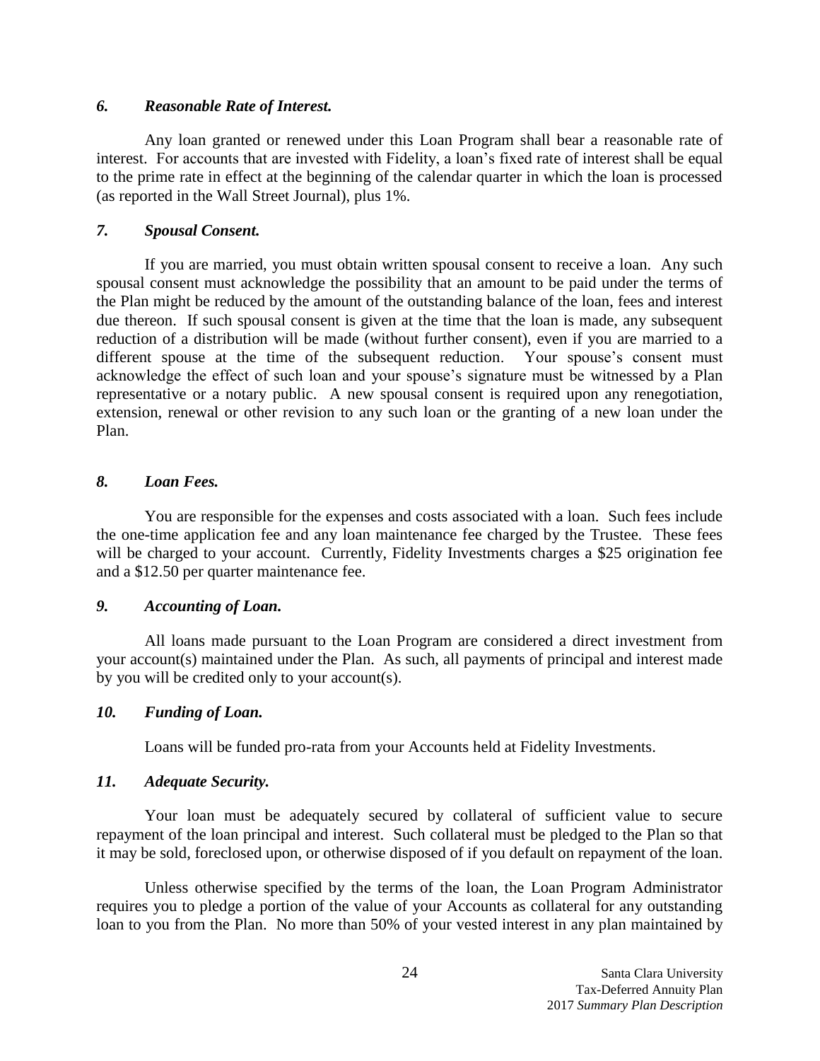### *6. Reasonable Rate of Interest.*

Any loan granted or renewed under this Loan Program shall bear a reasonable rate of interest. For accounts that are invested with Fidelity, a loan's fixed rate of interest shall be equal to the prime rate in effect at the beginning of the calendar quarter in which the loan is processed (as reported in the Wall Street Journal), plus 1%.

### *7. Spousal Consent.*

If you are married, you must obtain written spousal consent to receive a loan. Any such spousal consent must acknowledge the possibility that an amount to be paid under the terms of the Plan might be reduced by the amount of the outstanding balance of the loan, fees and interest due thereon. If such spousal consent is given at the time that the loan is made, any subsequent reduction of a distribution will be made (without further consent), even if you are married to a different spouse at the time of the subsequent reduction. Your spouse's consent must acknowledge the effect of such loan and your spouse's signature must be witnessed by a Plan representative or a notary public. A new spousal consent is required upon any renegotiation, extension, renewal or other revision to any such loan or the granting of a new loan under the Plan.

### *8. Loan Fees.*

You are responsible for the expenses and costs associated with a loan. Such fees include the one-time application fee and any loan maintenance fee charged by the Trustee. These fees will be charged to your account. Currently, Fidelity Investments charges a $25 origination fee and a $12.50 per quarter maintenance fee.

### *9. Accounting of Loan.*

All loans made pursuant to the Loan Program are considered a direct investment from your account(s) maintained under the Plan. As such, all payments of principal and interest made by you will be credited only to your account(s).

### *10. Funding of Loan.*

Loans will be funded pro-rata from your Accounts held at Fidelity Investments.

### *11. Adequate Security.*

Your loan must be adequately secured by collateral of sufficient value to secure repayment of the loan principal and interest. Such collateral must be pledged to the Plan so that it may be sold, foreclosed upon, or otherwise disposed of if you default on repayment of the loan.

Unless otherwise specified by the terms of the loan, the Loan Program Administrator requires you to pledge a portion of the value of your Accounts as collateral for any outstanding loan to you from the Plan. No more than 50% of your vested interest in any plan maintained by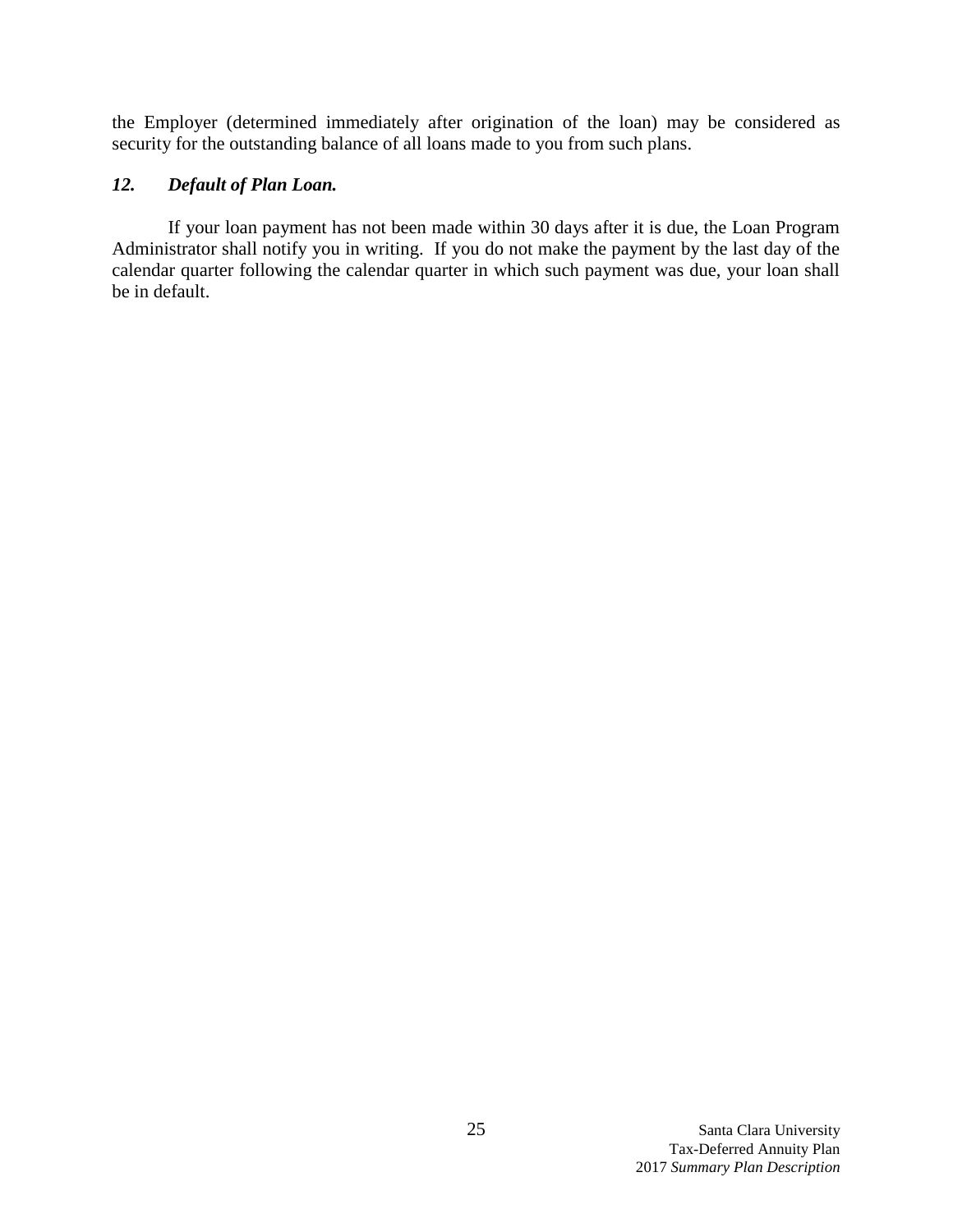the Employer (determined immediately after origination of the loan) may be considered as security for the outstanding balance of all loans made to you from such plans.

### *12. Default of Plan Loan.*

If your loan payment has not been made within 30 days after it is due, the Loan Program Administrator shall notify you in writing. If you do not make the payment by the last day of the calendar quarter following the calendar quarter in which such payment was due, your loan shall be in default.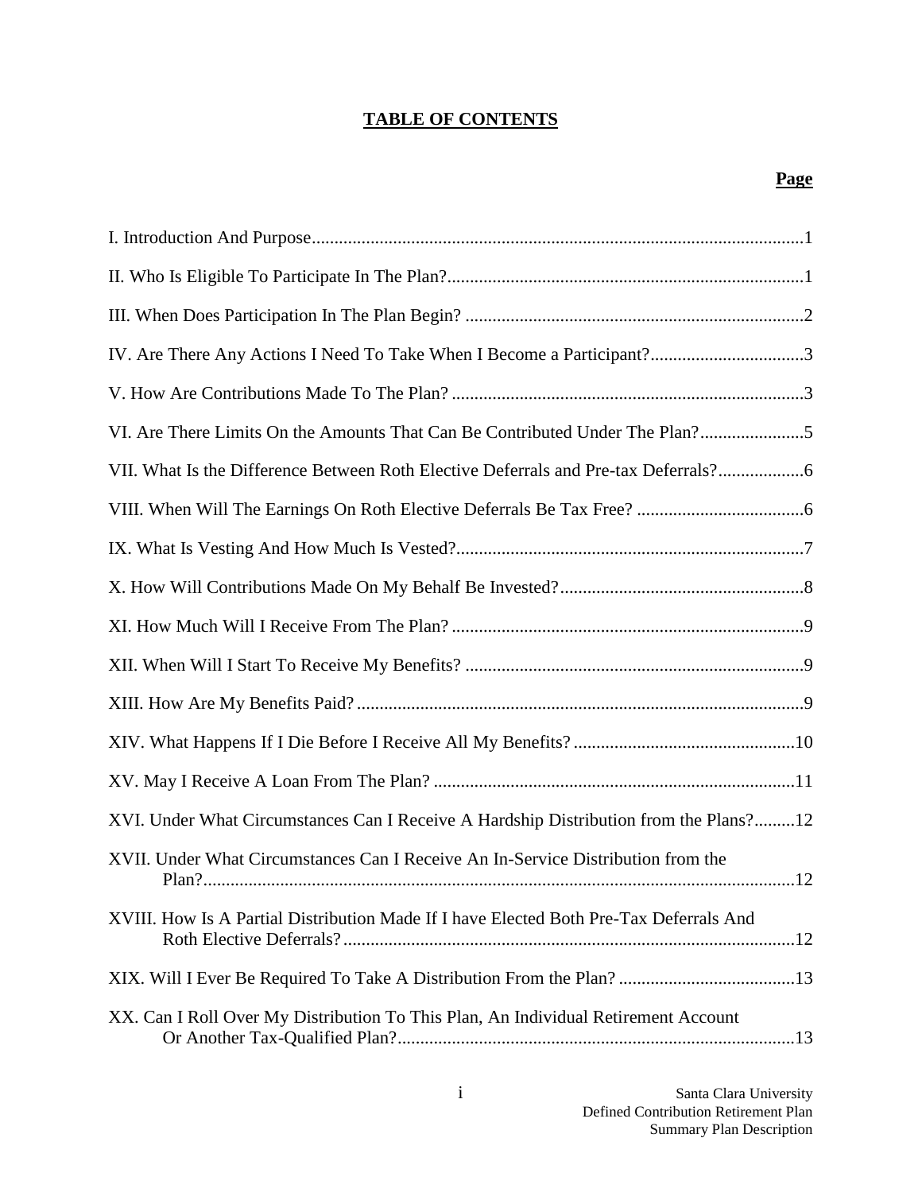## TABLE OF CONTENTS

| | **Page** |
|---|---|
| I. Introduction And Purpose | 1 |
| II. Who Is Eligible To Participate In The Plan? | 1 |
| III. When Does Participation In The Plan Begin? | 2 |
| IV. Are There Any Actions I Need To Take When I Become a Participant? | 3 |
| V. How Are Contributions Made To The Plan? | 3 |
| VI. Are There Limits On the Amounts That Can Be Contributed Under The Plan? | 5 |
| VII. What Is the Difference Between Roth Elective Deferrals and Pre-tax Deferrals? | 6 |
| VIII. When Will The Earnings On Roth Elective Deferrals Be Tax Free? | 6 |
| IX. What Is Vesting And How Much Is Vested? | 7 |
| X. How Will Contributions Made On My Behalf Be Invested? | 8 |
| XI. How Much Will I Receive From The Plan? | 9 |
| XII. When Will I Start To Receive My Benefits? | 9 |
| XIII. How Are My Benefits Paid? | 9 |
| XIV. What Happens If I Die Before I Receive All My Benefits? | 10 |
| XV. May I Receive A Loan From The Plan? | 11 |
| XVI. Under What Circumstances Can I Receive A Hardship Distribution from the Plans? | 12 |
| XVII. Under What Circumstances Can I Receive An In-Service Distribution from the Plan? | 12 |
| XVIII. How Is A Partial Distribution Made If I have Elected Both Pre-Tax Deferrals And Roth Elective Deferrals? | 12 |
| XIX. Will I Ever Be Required To Take A Distribution From the Plan? | 13 |
| XX. Can I Roll Over My Distribution To This Plan, An Individual Retirement Account Or Another Tax-Qualified Plan? | 13 |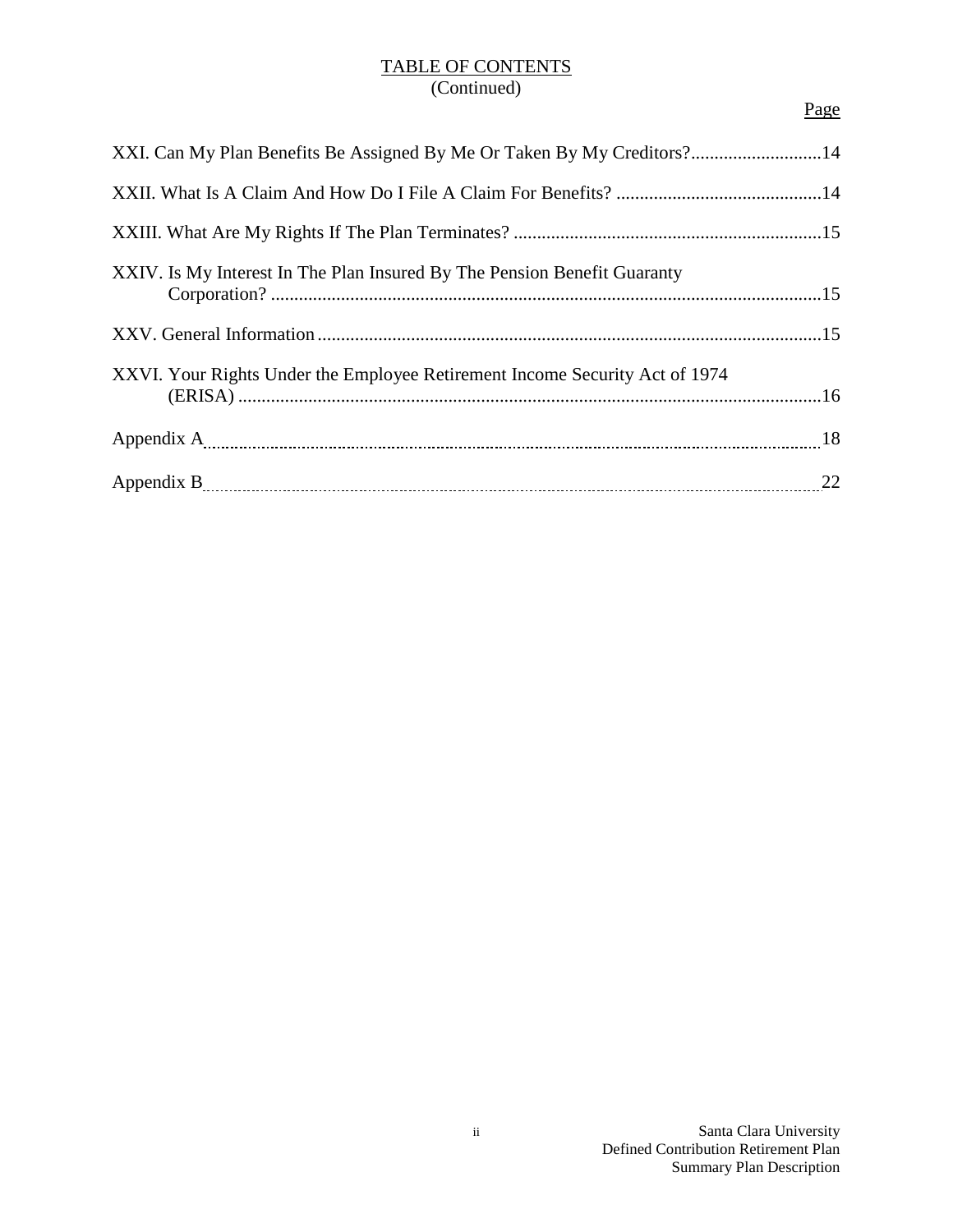# TABLE OF CONTENTS
(Continued)

| | Page |
|---|---|
| XXI. Can My Plan Benefits Be Assigned By Me Or Taken By My Creditors? | 14 |
| XXII. What Is A Claim And How Do I File A Claim For Benefits? | 14 |
| XXIII. What Are My Rights If The Plan Terminates? | 15 |
| XXIV. Is My Interest In The Plan Insured By The Pension Benefit Guaranty Corporation? | 15 |
| XXV. General Information | 15 |
| XXVI. Your Rights Under the Employee Retirement Income Security Act of 1974 (ERISA) | 16 |
| Appendix A | 18 |
| Appendix B | 22 |